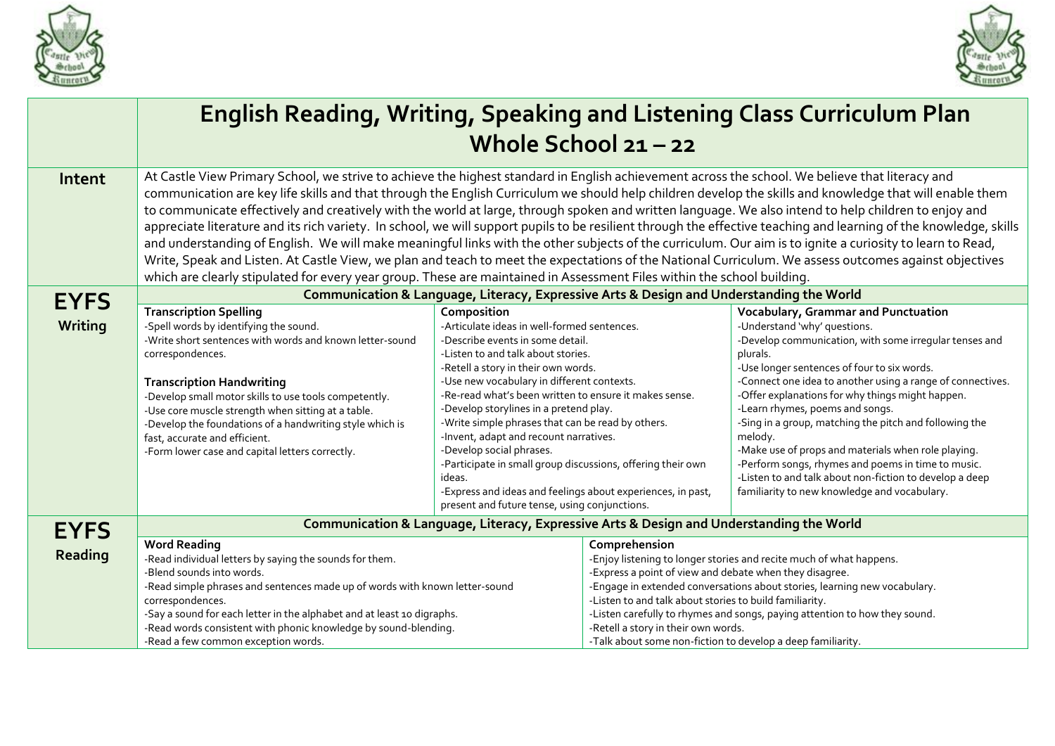# English Reading, Writing, Speaking and Listening Class Curriculum Plan
## Whole School 21 – 22

**Intent**

At Castle View Primary School, we strive to achieve the highest standard in English achievement across the school. We believe that literacy and communication are key life skills and that through the English Curriculum we should help children develop the skills and knowledge that will enable them to communicate effectively and creatively with the world at large, through spoken and written language. We also intend to help children to enjoy and appreciate literature and its rich variety. In school, we will support pupils to be resilient through the effective teaching and learning of the knowledge, skills and understanding of English. We will make meaningful links with the other subjects of the curriculum. Our aim is to ignite a curiosity to learn to Read, Write, Speak and Listen. At Castle View, we plan and teach to meet the expectations of the National Curriculum. We assess outcomes against objectives which are clearly stipulated for every year group. These are maintained in Assessment Files within the school building.

## EYFS Writing

**Communication & Language, Literacy, Expressive Arts & Design and Understanding the World**

| Transcription Spelling / Transcription Handwriting | Composition | Vocabulary, Grammar and Punctuation |
|---|---|---|
| **Transcription Spelling**<br>-Spell words by identifying the sound.<br>-Write short sentences with words and known letter-sound correspondences.<br><br>**Transcription Handwriting**<br>-Develop small motor skills to use tools competently.<br>-Use core muscle strength when sitting at a table.<br>-Develop the foundations of a handwriting style which is fast, accurate and efficient.<br>-Form lower case and capital letters correctly. | -Articulate ideas in well-formed sentences.<br>-Describe events in some detail.<br>-Listen to and talk about stories.<br>-Retell a story in their own words.<br>-Use new vocabulary in different contexts.<br>-Re-read what's been written to ensure it makes sense.<br>-Develop storylines in a pretend play.<br>-Write simple phrases that can be read by others.<br>-Invent, adapt and recount narratives.<br>-Develop social phrases.<br>-Participate in small group discussions, offering their own ideas.<br>-Express and ideas and feelings about experiences, in past, present and future tense, using conjunctions. | -Understand 'why' questions.<br>-Develop communication, with some irregular tenses and plurals.<br>-Use longer sentences of four to six words.<br>-Connect one idea to another using a range of connectives.<br>-Offer explanations for why things might happen.<br>-Learn rhymes, poems and songs.<br>-Sing in a group, matching the pitch and following the melody.<br>-Make use of props and materials when role playing.<br>-Perform songs, rhymes and poems in time to music.<br>-Listen to and talk about non-fiction to develop a deep familiarity to new knowledge and vocabulary. |

## EYFS Reading

**Communication & Language, Literacy, Expressive Arts & Design and Understanding the World**

| Word Reading | Comprehension |
|---|---|
| -Read individual letters by saying the sounds for them.<br>-Blend sounds into words.<br>-Read simple phrases and sentences made up of words with known letter-sound correspondences.<br>-Say a sound for each letter in the alphabet and at least 10 digraphs.<br>-Read words consistent with phonic knowledge by sound-blending.<br>-Read a few common exception words. | -Enjoy listening to longer stories and recite much of what happens.<br>-Express a point of view and debate when they disagree.<br>-Engage in extended conversations about stories, learning new vocabulary.<br>-Listen to and talk about stories to build familiarity.<br>-Listen carefully to rhymes and songs, paying attention to how they sound.<br>-Retell a story in their own words.<br>-Talk about some non-fiction to develop a deep familiarity. |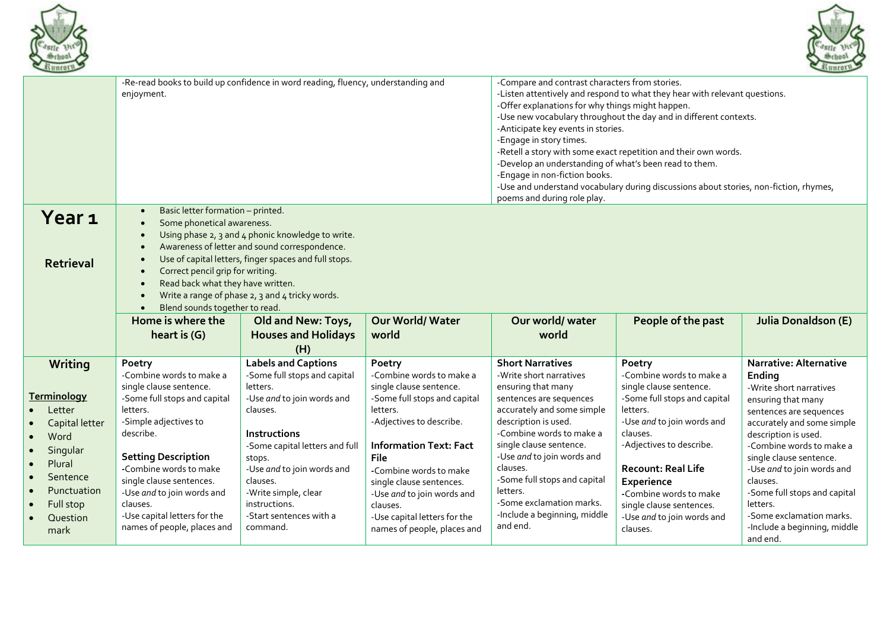| | | | | | | |
|---|---|---|---|---|---|---|
| | -Re-read books to build up confidence in word reading, fluency, understanding and enjoyment. | | | -Compare and contrast characters from stories.<br>-Listen attentively and respond to what they hear with relevant questions.<br>-Offer explanations for why things might happen.<br>-Use new vocabulary throughout the day and in different contexts.<br>-Anticipate key events in stories.<br>-Engage in story times.<br>-Retell a story with some exact repetition and their own words.<br>-Develop an understanding of what's been read to them.<br>-Engage in non-fiction books.<br>-Use and understand vocabulary during discussions about stories, non-fiction, rhymes, poems and during role play. | | |
| **Year 1**<br><br>**Retrieval** | • Basic letter formation – printed.<br>• Some phonetical awareness.<br>• Using phase 2, 3 and 4 phonic knowledge to write.<br>• Awareness of letter and sound correspondence.<br>• Use of capital letters, finger spaces and full stops.<br>• Correct pencil grip for writing.<br>• Read back what they have written.<br>• Write a range of phase 2, 3 and 4 tricky words.<br>• Blend sounds together to read. | | | | | |
| | **Home is where the heart is (G)** | **Old and New: Toys, Houses and Holidays (H)** | **Our World/ Water world** | **Our world/ water world** | **People of the past** | **Julia Donaldson (E)** |
| **Writing**<br><br>**Terminology**<br>• Letter<br>• Capital letter<br>• Word<br>• Singular<br>• Plural<br>• Sentence<br>• Punctuation<br>• Full stop<br>• Question mark | **Poetry**<br>-Combine words to make a single clause sentence.<br>-Some full stops and capital letters.<br>-Simple adjectives to describe.<br><br>**Setting Description**<br>-Combine words to make single clause sentences.<br>-Use *and* to join words and clauses.<br>-Use capital letters for the names of people, places and | **Labels and Captions**<br>-Some full stops and capital letters.<br>-Use *and* to join words and clauses.<br><br>**Instructions**<br>-Some capital letters and full stops.<br>-Use *and* to join words and clauses.<br>-Write simple, clear instructions.<br>-Start sentences with a command. | **Poetry**<br>-Combine words to make a single clause sentence.<br>-Some full stops and capital letters.<br>-Adjectives to describe.<br><br>**Information Text: Fact File**<br>-Combine words to make single clause sentences.<br>-Use *and* to join words and clauses.<br>-Use capital letters for the names of people, places and | **Short Narratives**<br>-Write short narratives ensuring that many sentences are sequences accurately and some simple description is used.<br>-Combine words to make a single clause sentence.<br>-Use *and* to join words and clauses.<br>-Some full stops and capital letters.<br>-Some exclamation marks.<br>-Include a beginning, middle and end. | **Poetry**<br>-Combine words to make a single clause sentence.<br>-Some full stops and capital letters.<br>-Use *and* to join words and clauses.<br>-Adjectives to describe.<br><br>**Recount: Real Life Experience**<br>-Combine words to make single clause sentences.<br>-Use *and* to join words and clauses. | **Narrative: Alternative Ending**<br>-Write short narratives ensuring that many sentences are sequences accurately and some simple description is used.<br>-Combine words to make a single clause sentence.<br>-Use *and* to join words and clauses.<br>-Some full stops and capital letters.<br>-Some exclamation marks.<br>-Include a beginning, middle and end. |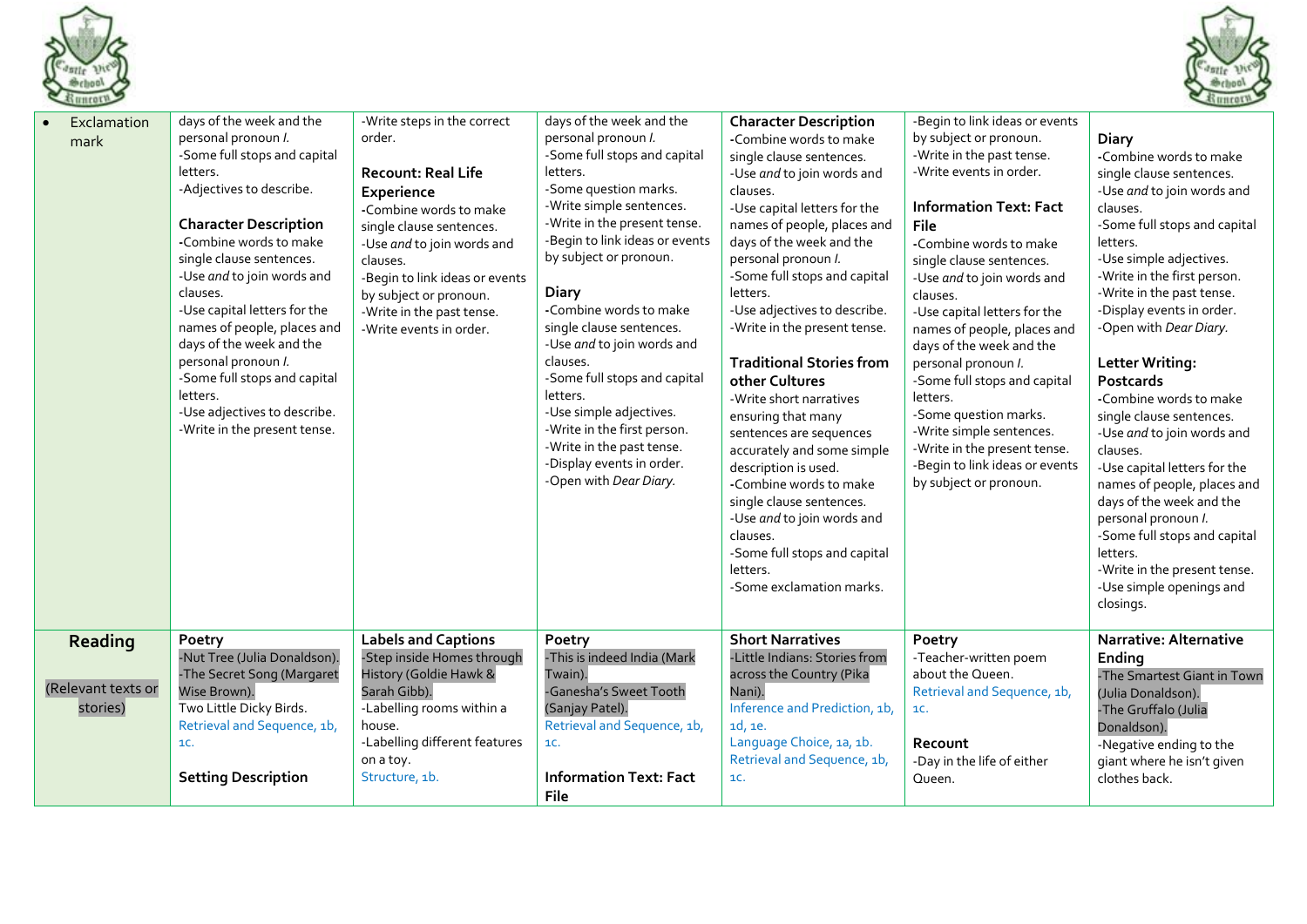| • Exclamation mark | days of the week and the personal pronoun *I*.<br>-Some full stops and capital letters.<br>-Adjectives to describe.<br><br>**Character Description**<br>-Combine words to make single clause sentences.<br>-Use *and* to join words and clauses.<br>-Use capital letters for the names of people, places and days of the week and the personal pronoun *I*.<br>-Some full stops and capital letters.<br>-Use adjectives to describe.<br>-Write in the present tense. | -Write steps in the correct order.<br><br>**Recount: Real Life Experience**<br>-Combine words to make single clause sentences.<br>-Use *and* to join words and clauses.<br>-Begin to link ideas or events by subject or pronoun.<br>-Write in the past tense.<br>-Write events in order. | days of the week and the personal pronoun *I*.<br>-Some full stops and capital letters.<br>-Some question marks.<br>-Write simple sentences.<br>-Write in the present tense.<br>-Begin to link ideas or events by subject or pronoun.<br><br>**Diary**<br>-Combine words to make single clause sentences.<br>-Use *and* to join words and clauses.<br>-Some full stops and capital letters.<br>-Use simple adjectives.<br>-Write in the first person.<br>-Write in the past tense.<br>-Display events in order.<br>-Open with *Dear Diary*. | **Character Description**<br>-Combine words to make single clause sentences.<br>-Use *and* to join words and clauses.<br>-Use capital letters for the names of people, places and days of the week and the personal pronoun *I*.<br>-Some full stops and capital letters.<br>-Use adjectives to describe.<br>-Write in the present tense.<br><br>**Traditional Stories from other Cultures**<br>-Write short narratives ensuring that many sentences are sequences accurately and some simple description is used.<br>-Combine words to make single clause sentences.<br>-Use *and* to join words and clauses.<br>-Some full stops and capital letters.<br>-Some exclamation marks. | -Begin to link ideas or events by subject or pronoun.<br>-Write in the past tense.<br>-Write events in order.<br><br>**Information Text: Fact File**<br>-Combine words to make single clause sentences.<br>-Use *and* to join words and clauses.<br>-Use capital letters for the names of people, places and days of the week and the personal pronoun *I*.<br>-Some full stops and capital letters.<br>-Some question marks.<br>-Write simple sentences.<br>-Write in the present tense.<br>-Begin to link ideas or events by subject or pronoun. | **Diary**<br>-Combine words to make single clause sentences.<br>-Use *and* to join words and clauses.<br>-Some full stops and capital letters.<br>-Use simple adjectives.<br>-Write in the first person.<br>-Write in the past tense.<br>-Display events in order.<br>-Open with *Dear Diary*.<br><br>**Letter Writing: Postcards**<br>-Combine words to make single clause sentences.<br>-Use *and* to join words and clauses.<br>-Use capital letters for the names of people, places and days of the week and the personal pronoun *I*.<br>-Some full stops and capital letters.<br>-Write in the present tense.<br>-Use simple openings and closings. |
|---|---|---|---|---|---|---|
| **Reading**<br><br>(Relevant texts or stories) | **Poetry**<br>-Nut Tree (Julia Donaldson).<br>-The Secret Song (Margaret Wise Brown).<br>Two Little Dicky Birds.<br>Retrieval and Sequence, 1b, 1c.<br><br>**Setting Description** | **Labels and Captions**<br>-Step inside Homes through History (Goldie Hawk & Sarah Gibb).<br>-Labelling rooms within a house.<br>-Labelling different features on a toy.<br>Structure, 1b. | **Poetry**<br>-This is indeed India (Mark Twain).<br>-Ganesha's Sweet Tooth (Sanjay Patel).<br>Retrieval and Sequence, 1b, 1c.<br><br>**Information Text: Fact File** | **Short Narratives**<br>-Little Indians: Stories from across the Country (Pika Nani).<br>Inference and Prediction, 1b, 1d, 1e.<br>Language Choice, 1a, 1b.<br>Retrieval and Sequence, 1b, 1c. | **Poetry**<br>-Teacher-written poem about the Queen.<br>Retrieval and Sequence, 1b, 1c.<br><br>**Recount**<br>-Day in the life of either Queen. | **Narrative: Alternative Ending**<br>-The Smartest Giant in Town (Julia Donaldson).<br>-The Gruffalo (Julia Donaldson).<br>-Negative ending to the giant where he isn't given clothes back. |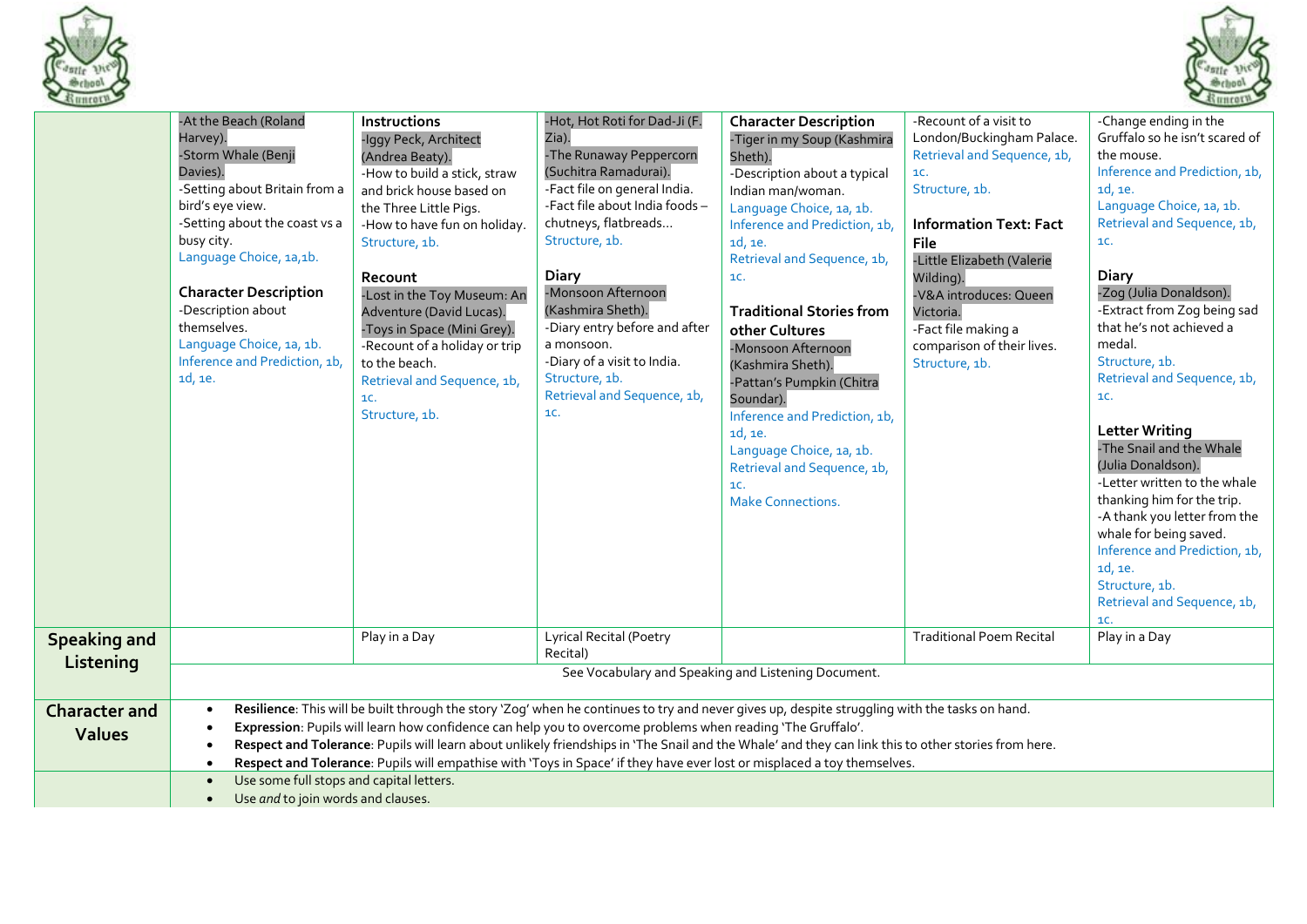| | | | | | | |
|---|---|---|---|---|---|---|
| | -At the Beach (Roland Harvey).<br>-Storm Whale (Benji Davies).<br>-Setting about Britain from a bird's eye view.<br>-Setting about the coast vs a busy city.<br>Language Choice, 1a,1b.<br><br>**Character Description**<br>-Description about themselves.<br>Language Choice, 1a, 1b.<br>Inference and Prediction, 1b, 1d, 1e. | **Instructions**<br>-Iggy Peck, Architect (Andrea Beaty).<br>-How to build a stick, straw and brick house based on the Three Little Pigs.<br>-How to have fun on holiday.<br>Structure, 1b.<br><br>**Recount**<br>-Lost in the Toy Museum: An Adventure (David Lucas).<br>-Toys in Space (Mini Grey).<br>-Recount of a holiday or trip to the beach.<br>Retrieval and Sequence, 1b, 1c.<br>Structure, 1b. | -Hot, Hot Roti for Dad-Ji (F. Zia).<br>-The Runaway Peppercorn (Suchitra Ramadurai).<br>-Fact file on general India.<br>-Fact file about India foods – chutneys, flatbreads…<br>Structure, 1b.<br><br>**Diary**<br>-Monsoon Afternoon (Kashmira Sheth).<br>-Diary entry before and after a monsoon.<br>-Diary of a visit to India.<br>Structure, 1b.<br>Retrieval and Sequence, 1b, 1c. | **Character Description**<br>-Tiger in my Soup (Kashmira Sheth).<br>-Description about a typical Indian man/woman.<br>Language Choice, 1a, 1b.<br>Inference and Prediction, 1b, 1d, 1e.<br>Retrieval and Sequence, 1b, 1c.<br><br>**Traditional Stories from other Cultures**<br>-Monsoon Afternoon (Kashmira Sheth).<br>-Pattan's Pumpkin (Chitra Soundar).<br>Inference and Prediction, 1b, 1d, 1e.<br>Language Choice, 1a, 1b.<br>Retrieval and Sequence, 1b, 1c.<br>Make Connections. | -Recount of a visit to London/Buckingham Palace.<br>Retrieval and Sequence, 1b, 1c.<br>Structure, 1b.<br><br>**Information Text: Fact File**<br>-Little Elizabeth (Valerie Wilding).<br>-V&A introduces: Queen Victoria.<br>-Fact file making a comparison of their lives.<br>Structure, 1b. | -Change ending in the Gruffalo so he isn't scared of the mouse.<br>Inference and Prediction, 1b, 1d, 1e.<br>Language Choice, 1a, 1b.<br>Retrieval and Sequence, 1b, 1c.<br><br>**Diary**<br>-Zog (Julia Donaldson).<br>-Extract from Zog being sad that he's not achieved a medal.<br>Structure, 1b.<br>Retrieval and Sequence, 1b, 1c.<br><br>**Letter Writing**<br>-The Snail and the Whale (Julia Donaldson).<br>-Letter written to the whale thanking him for the trip.<br>-A thank you letter from the whale for being saved.<br>Inference and Prediction, 1b, 1d, 1e.<br>Structure, 1b.<br>Retrieval and Sequence, 1b, 1c. |
| **Speaking and Listening** | | Play in a Day | Lyrical Recital (Poetry Recital) | | Traditional Poem Recital | Play in a Day |
| | See Vocabulary and Speaking and Listening Document. | | | | | |
| **Character and Values** | • **Resilience**: This will be built through the story 'Zog' when he continues to try and never gives up, despite struggling with the tasks on hand.<br>• **Expression**: Pupils will learn how confidence can help you to overcome problems when reading 'The Gruffalo'.<br>• **Respect and Tolerance**: Pupils will learn about unlikely friendships in 'The Snail and the Whale' and they can link this to other stories from here.<br>• **Respect and Tolerance**: Pupils will empathise with 'Toys in Space' if they have ever lost or misplaced a toy themselves. | | | | | |
| | • Use some full stops and capital letters.<br>• Use *and* to join words and clauses. | | | | | |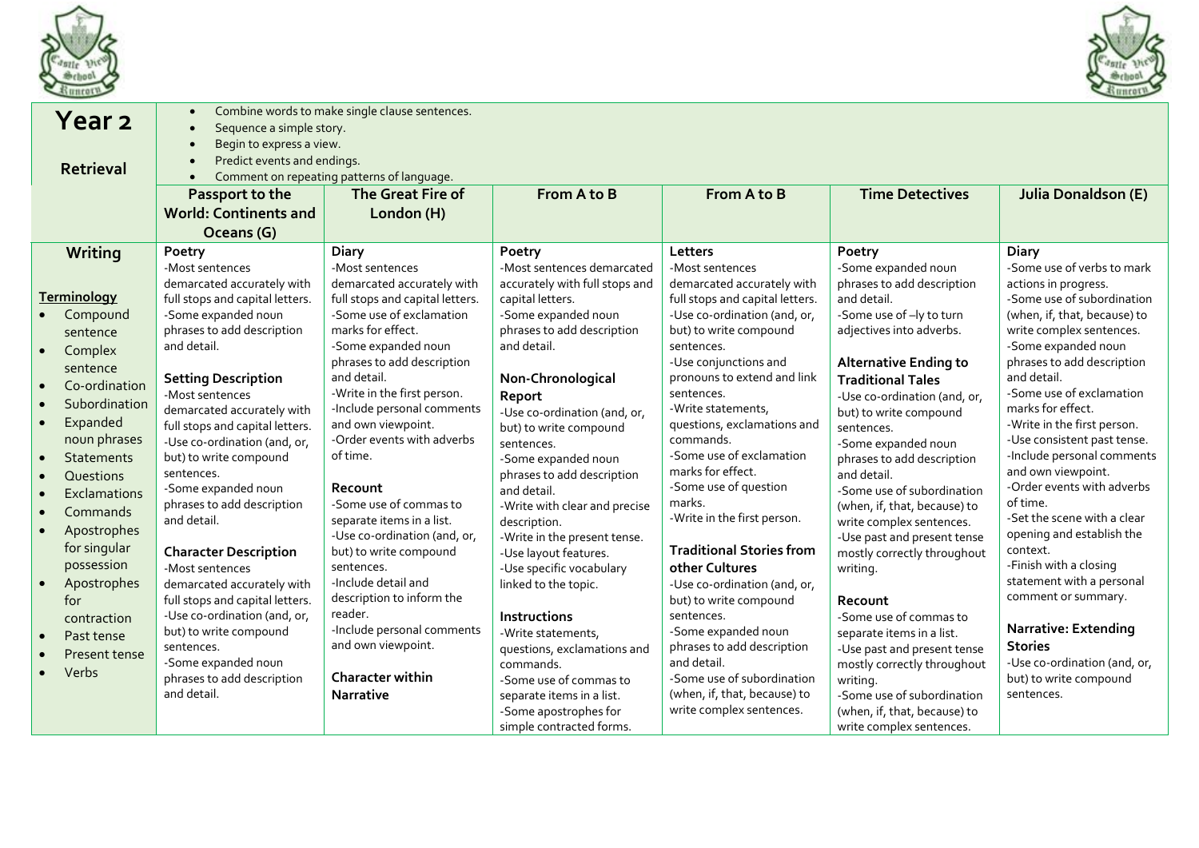| **Year 2**<br><br>**Retrieval** | • Combine words to make single clause sentences.<br>• Sequence a simple story.<br>• Begin to express a view.<br>• Predict events and endings.<br>• Comment on repeating patterns of language. | | | | | |
|---|---|---|---|---|---|---|
| | **Passport to the World: Continents and Oceans (G)** | **The Great Fire of London (H)** | **From A to B** | **From A to B** | **Time Detectives** | **Julia Donaldson (E)** |
| **Writing**<br><br>**Terminology**<br>• Compound sentence<br>• Complex sentence<br>• Co-ordination<br>• Subordination<br>• Expanded noun phrases<br>• Statements<br>• Questions<br>• Exclamations<br>• Commands<br>• Apostrophes for singular possession<br>• Apostrophes for contraction<br>• Past tense<br>• Present tense<br>• Verbs | **Poetry**<br>-Most sentences demarcated accurately with full stops and capital letters.<br>-Some expanded noun phrases to add description and detail.<br><br>**Setting Description**<br>-Most sentences demarcated accurately with full stops and capital letters.<br>-Use co-ordination (and, or, but) to write compound sentences.<br>-Some expanded noun phrases to add description and detail.<br><br>**Character Description**<br>-Most sentences demarcated accurately with full stops and capital letters.<br>-Use co-ordination (and, or, but) to write compound sentences.<br>-Some expanded noun phrases to add description and detail. | **Diary**<br>-Most sentences demarcated accurately with full stops and capital letters.<br>-Some use of exclamation marks for effect.<br>-Some expanded noun phrases to add description and detail.<br>-Write in the first person.<br>-Include personal comments and own viewpoint.<br>-Order events with adverbs of time.<br><br>**Recount**<br>-Some use of commas to separate items in a list.<br>-Use co-ordination (and, or, but) to write compound sentences.<br>-Include detail and description to inform the reader.<br>-Include personal comments and own viewpoint.<br><br>**Character within Narrative** | **Poetry**<br>-Most sentences demarcated accurately with full stops and capital letters.<br>-Some expanded noun phrases to add description and detail.<br><br>**Non-Chronological Report**<br>-Use co-ordination (and, or, but) to write compound sentences.<br>-Some expanded noun phrases to add description and detail.<br>-Write with clear and precise description.<br>-Write in the present tense.<br>-Use layout features.<br>-Use specific vocabulary linked to the topic.<br><br>**Instructions**<br>-Write statements, questions, exclamations and commands.<br>-Some use of commas to separate items in a list.<br>-Some apostrophes for simple contracted forms. | **Letters**<br>-Most sentences demarcated accurately with full stops and capital letters.<br>-Use co-ordination (and, or, but) to write compound sentences.<br>-Use conjunctions and pronouns to extend and link sentences.<br>-Write statements, questions, exclamations and commands.<br>-Some use of exclamation marks for effect.<br>-Some use of question marks.<br>-Write in the first person.<br><br>**Traditional Stories from other Cultures**<br>-Use co-ordination (and, or, but) to write compound sentences.<br>-Some expanded noun phrases to add description and detail.<br>-Some use of subordination (when, if, that, because) to write complex sentences. | **Poetry**<br>-Some expanded noun phrases to add description and detail.<br>-Some use of –ly to turn adjectives into adverbs.<br><br>**Alternative Ending to Traditional Tales**<br>-Use co-ordination (and, or, but) to write compound sentences.<br>-Some expanded noun phrases to add description and detail.<br>-Some use of subordination (when, if, that, because) to write complex sentences.<br>-Use past and present tense mostly correctly throughout writing.<br><br>**Recount**<br>-Some use of commas to separate items in a list.<br>-Use past and present tense mostly correctly throughout writing.<br>-Some use of subordination (when, if, that, because) to write complex sentences. | **Diary**<br>-Some use of verbs to mark actions in progress.<br>-Some use of subordination (when, if, that, because) to write complex sentences.<br>-Some expanded noun phrases to add description and detail.<br>-Some use of exclamation marks for effect.<br>-Write in the first person.<br>-Use consistent past tense.<br>-Include personal comments and own viewpoint.<br>-Order events with adverbs of time.<br>-Set the scene with a clear opening and establish the context.<br>-Finish with a closing statement with a personal comment or summary.<br><br>**Narrative: Extending Stories**<br>-Use co-ordination (and, or, but) to write compound sentences. |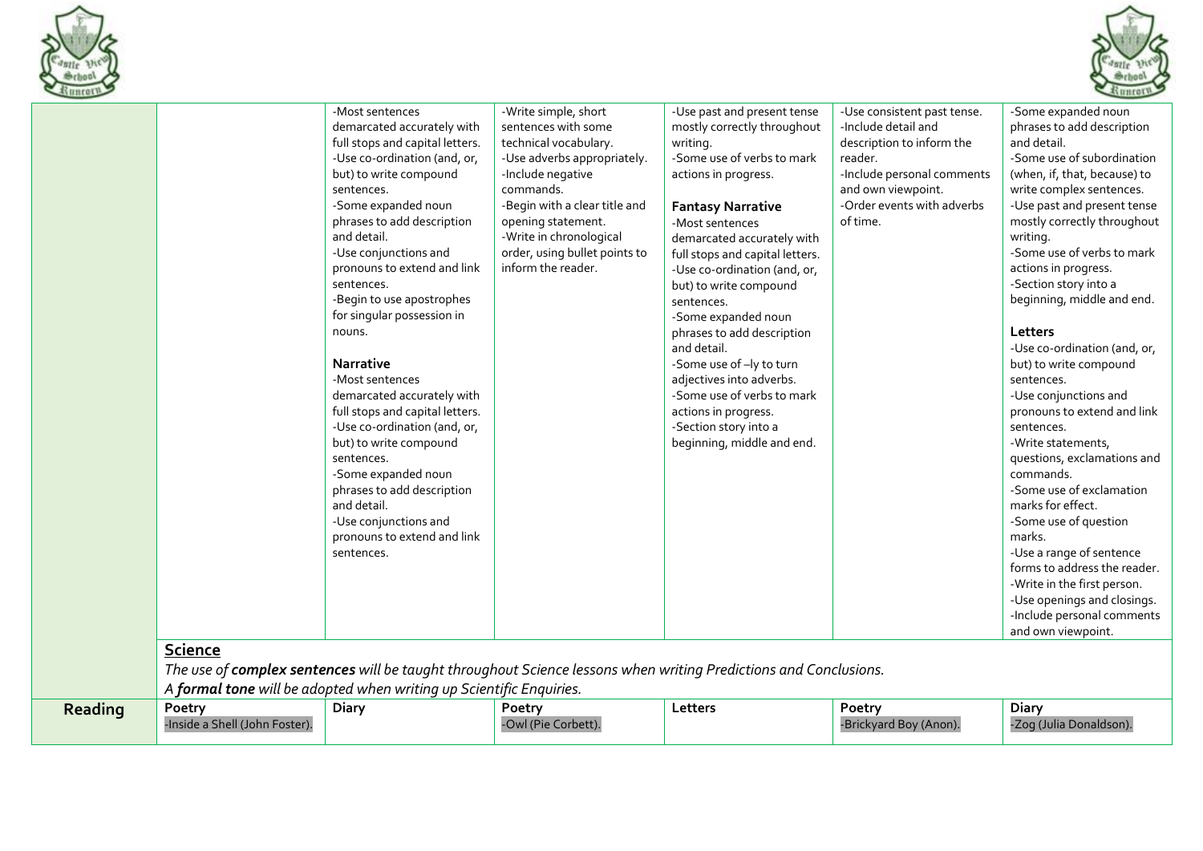| | | | | | | |
|---|---|---|---|---|---|---|
| | | -Most sentences demarcated accurately with full stops and capital letters.<br>-Use co-ordination (and, or, but) to write compound sentences.<br>-Some expanded noun phrases to add description and detail.<br>-Use conjunctions and pronouns to extend and link sentences.<br>-Begin to use apostrophes for singular possession in nouns.<br><br>**Narrative**<br>-Most sentences demarcated accurately with full stops and capital letters.<br>-Use co-ordination (and, or, but) to write compound sentences.<br>-Some expanded noun phrases to add description and detail.<br>-Use conjunctions and pronouns to extend and link sentences. | -Write simple, short sentences with some technical vocabulary.<br>-Use adverbs appropriately.<br>-Include negative commands.<br>-Begin with a clear title and opening statement.<br>-Write in chronological order, using bullet points to inform the reader. | -Use past and present tense mostly correctly throughout writing.<br>-Some use of verbs to mark actions in progress.<br><br>**Fantasy Narrative**<br>-Most sentences demarcated accurately with full stops and capital letters.<br>-Use co-ordination (and, or, but) to write compound sentences.<br>-Some expanded noun phrases to add description and detail.<br>-Some use of –ly to turn adjectives into adverbs.<br>-Some use of verbs to mark actions in progress.<br>-Section story into a beginning, middle and end. | -Use consistent past tense.<br>-Include detail and description to inform the reader.<br>-Include personal comments and own viewpoint.<br>-Order events with adverbs of time. | -Some expanded noun phrases to add description and detail.<br>-Some use of subordination (when, if, that, because) to write complex sentences.<br>-Use past and present tense mostly correctly throughout writing.<br>-Some use of verbs to mark actions in progress.<br>-Section story into a beginning, middle and end.<br><br>**Letters**<br>-Use co-ordination (and, or, but) to write compound sentences.<br>-Use conjunctions and pronouns to extend and link sentences.<br>-Write statements, questions, exclamations and commands.<br>-Some use of exclamation marks for effect.<br>-Some use of question marks.<br>-Use a range of sentence forms to address the reader.<br>-Write in the first person.<br>-Use openings and closings.<br>-Include personal comments and own viewpoint. |
| | **Science**<br>*The use of **complex sentences** will be taught throughout Science lessons when writing Predictions and Conclusions.*<br>*A **formal tone** will be adopted when writing up Scientific Enquiries.* | | | | | |
| **Reading** | **Poetry**<br>-Inside a Shell (John Foster). | **Diary** | **Poetry**<br>-Owl (Pie Corbett). | **Letters** | **Poetry**<br>-Brickyard Boy (Anon). | **Diary**<br>-Zog (Julia Donaldson). |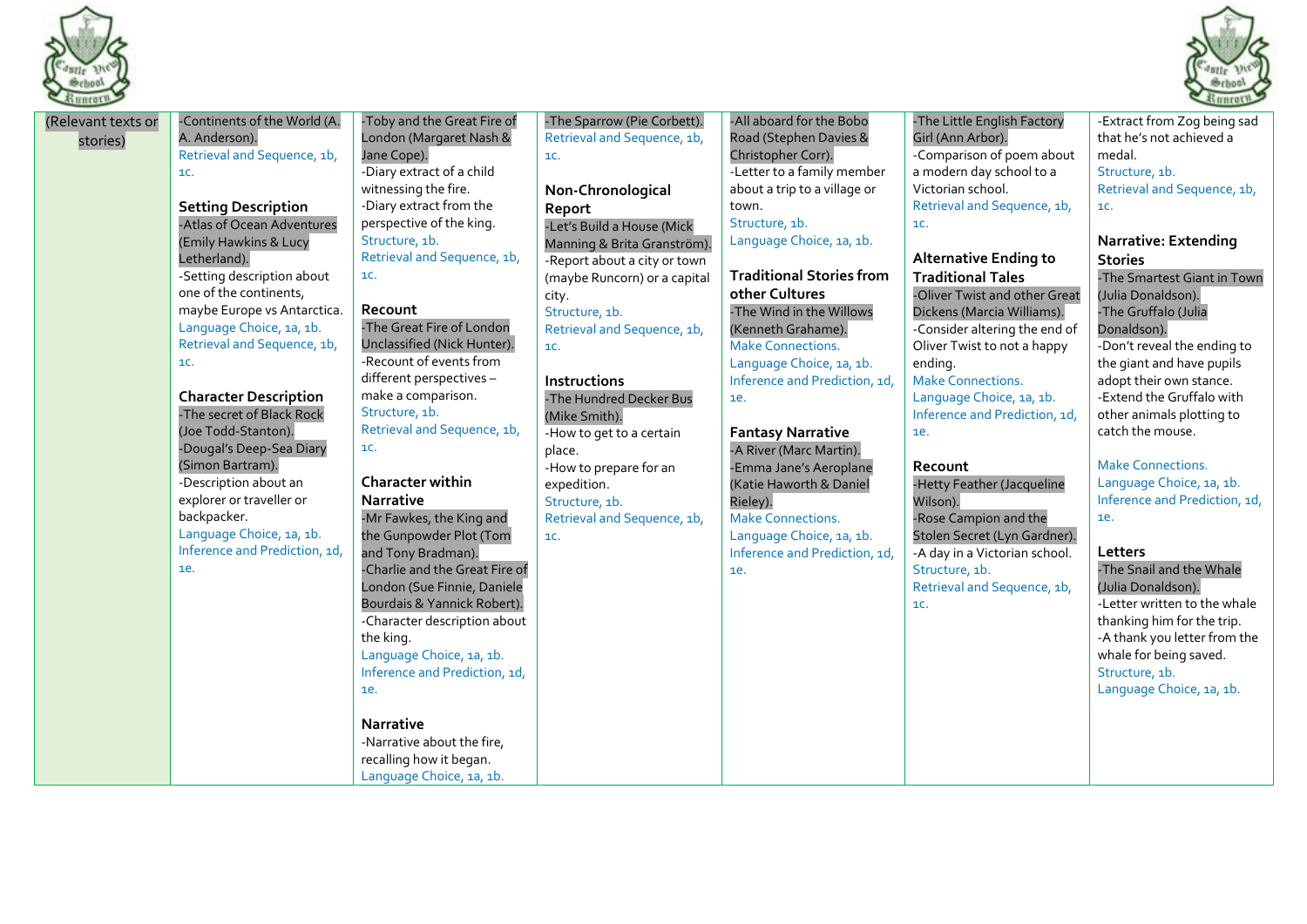| (Relevant texts or stories) | -Continents of the World (A. A. Anderson).<br>Retrieval and Sequence, 1b, 1c.<br><br>**Setting Description**<br>-Atlas of Ocean Adventures (Emily Hawkins & Lucy Letherland).<br>-Setting description about one of the continents, maybe Europe vs Antarctica.<br>Language Choice, 1a, 1b.<br>Retrieval and Sequence, 1b, 1c.<br><br>**Character Description**<br>-The secret of Black Rock (Joe Todd-Stanton).<br>-Dougal's Deep-Sea Diary (Simon Bartram).<br>-Description about an explorer or traveller or backpacker.<br>Language Choice, 1a, 1b.<br>Inference and Prediction, 1d, 1e. | -Toby and the Great Fire of London (Margaret Nash & Jane Cope).<br>-Diary extract of a child witnessing the fire.<br>-Diary extract from the perspective of the king.<br>Structure, 1b.<br>Retrieval and Sequence, 1b, 1c.<br><br>**Recount**<br>-The Great Fire of London Unclassified (Nick Hunter).<br>-Recount of events from different perspectives – make a comparison.<br>Structure, 1b.<br>Retrieval and Sequence, 1b, 1c.<br><br>**Character within Narrative**<br>-Mr Fawkes, the King and the Gunpowder Plot (Tom and Tony Bradman).<br>-Charlie and the Great Fire of London (Sue Finnie, Daniele Bourdais & Yannick Robert).<br>-Character description about the king.<br>Language Choice, 1a, 1b.<br>Inference and Prediction, 1d, 1e.<br><br>**Narrative**<br>-Narrative about the fire, recalling how it began.<br>Language Choice, 1a, 1b. | -The Sparrow (Pie Corbett).<br>Retrieval and Sequence, 1b, 1c.<br><br>**Non-Chronological Report**<br>-Let's Build a House (Mick Manning & Brita Granström).<br>-Report about a city or town (maybe Runcorn) or a capital city.<br>Structure, 1b.<br>Retrieval and Sequence, 1b, 1c.<br><br>**Instructions**<br>-The Hundred Decker Bus (Mike Smith).<br>-How to get to a certain place.<br>-How to prepare for an expedition.<br>Structure, 1b.<br>Retrieval and Sequence, 1b, 1c. | -All aboard for the Bobo Road (Stephen Davies & Christopher Corr).<br>-Letter to a family member about a trip to a village or town.<br>Structure, 1b.<br>Language Choice, 1a, 1b.<br><br>**Traditional Stories from other Cultures**<br>-The Wind in the Willows (Kenneth Grahame).<br>Make Connections.<br>Language Choice, 1a, 1b.<br>Inference and Prediction, 1d, 1e.<br><br>**Fantasy Narrative**<br>-A River (Marc Martin).<br>-Emma Jane's Aeroplane (Katie Haworth & Daniel Rieley).<br>Make Connections.<br>Language Choice, 1a, 1b.<br>Inference and Prediction, 1d, 1e. | -The Little English Factory Girl (Ann Arbor).<br>-Comparison of poem about a modern day school to a Victorian school.<br>Retrieval and Sequence, 1b, 1c.<br><br>**Alternative Ending to Traditional Tales**<br>-Oliver Twist and other Great Dickens (Marcia Williams).<br>-Consider altering the end of Oliver Twist to not a happy ending.<br>Make Connections.<br>Language Choice, 1a, 1b.<br>Inference and Prediction, 1d, 1e.<br><br>**Recount**<br>-Hetty Feather (Jacqueline Wilson).<br>-Rose Campion and the Stolen Secret (Lyn Gardner).<br>-A day in a Victorian school.<br>Structure, 1b.<br>Retrieval and Sequence, 1b, 1c. | -Extract from Zog being sad that he's not achieved a medal.<br>Structure, 1b.<br>Retrieval and Sequence, 1b, 1c.<br><br>**Narrative: Extending Stories**<br>-The Smartest Giant in Town (Julia Donaldson).<br>-The Gruffalo (Julia Donaldson).<br>-Don't reveal the ending to the giant and have pupils adopt their own stance.<br>-Extend the Gruffalo with other animals plotting to catch the mouse.<br><br>Make Connections.<br>Language Choice, 1a, 1b.<br>Inference and Prediction, 1d, 1e.<br><br>**Letters**<br>-The Snail and the Whale (Julia Donaldson).<br>-Letter written to the whale thanking him for the trip.<br>-A thank you letter from the whale for being saved.<br>Structure, 1b.<br>Language Choice, 1a, 1b. |
|---|---|---|---|---|---|---|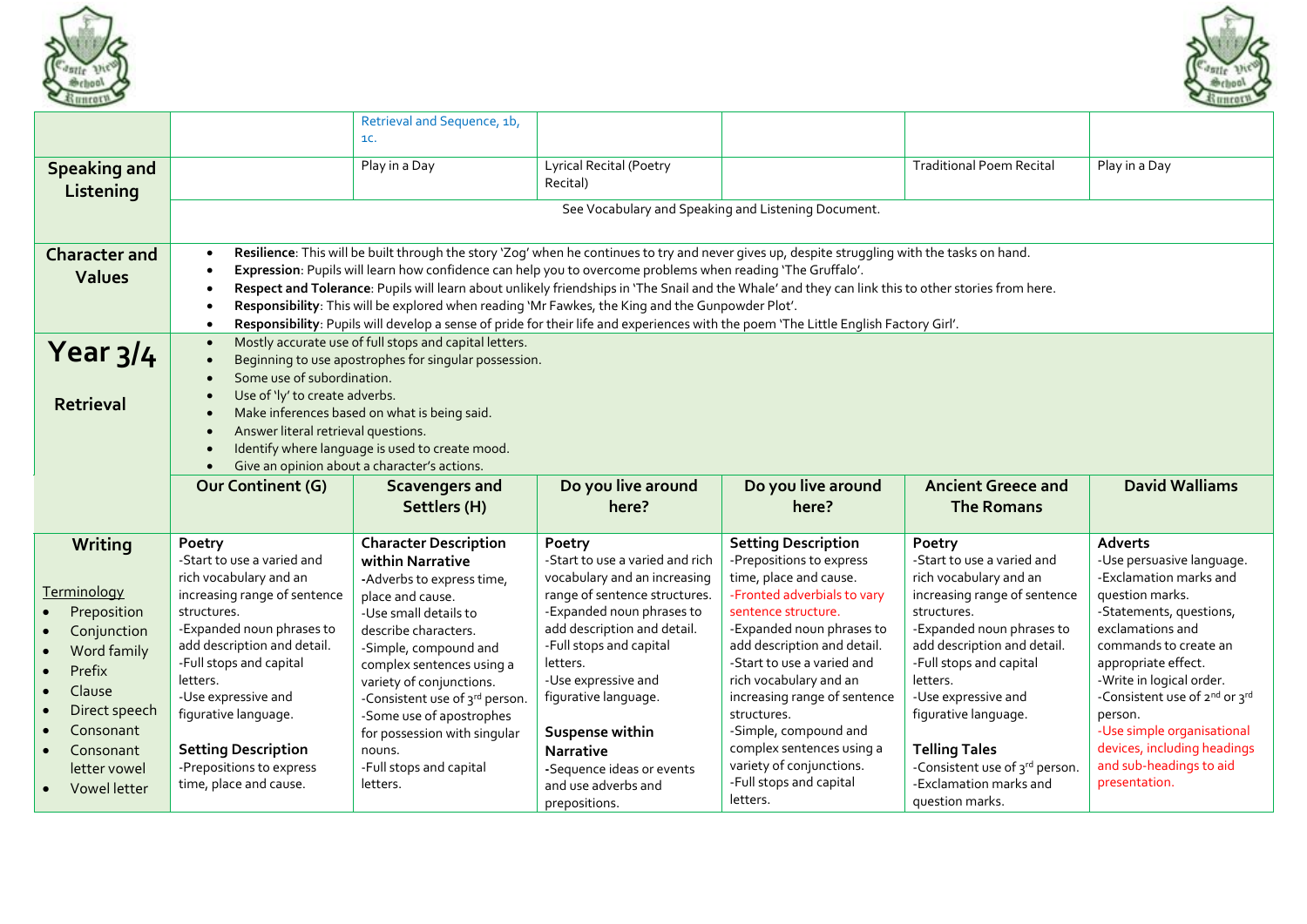| | | | | | | |
|---|---|---|---|---|---|---|
| | | Retrieval and Sequence, 1b, 1c. | | | | |
| **Speaking and Listening** | | Play in a Day | Lyrical Recital (Poetry Recital) | | Traditional Poem Recital | Play in a Day |
| | See Vocabulary and Speaking and Listening Document. | | | | | |
| **Character and Values** | • **Resilience**: This will be built through the story 'Zog' when he continues to try and never gives up, despite struggling with the tasks on hand.<br>• **Expression**: Pupils will learn how confidence can help you to overcome problems when reading 'The Gruffalo'.<br>• **Respect and Tolerance**: Pupils will learn about unlikely friendships in 'The Snail and the Whale' and they can link this to other stories from here.<br>• **Responsibility**: This will be explored when reading 'Mr Fawkes, the King and the Gunpowder Plot'.<br>• **Responsibility**: Pupils will develop a sense of pride for their life and experiences with the poem 'The Little English Factory Girl'. | | | | | |
| **Year 3/4**<br><br>**Retrieval** | • Mostly accurate use of full stops and capital letters.<br>• Beginning to use apostrophes for singular possession.<br>• Some use of subordination.<br>• Use of 'ly' to create adverbs.<br>• Make inferences based on what is being said.<br>• Answer literal retrieval questions.<br>• Identify where language is used to create mood.<br>• Give an opinion about a character's actions. | | | | | |
| | **Our Continent (G)** | **Scavengers and Settlers (H)** | **Do you live around here?** | **Do you live around here?** | **Ancient Greece and The Romans** | **David Walliams** |
| **Writing**<br><br>Terminology<br>• Preposition<br>• Conjunction<br>• Word family<br>• Prefix<br>• Clause<br>• Direct speech<br>• Consonant<br>• Consonant letter vowel<br>• Vowel letter | **Poetry**<br>-Start to use a varied and rich vocabulary and an increasing range of sentence structures.<br>-Expanded noun phrases to add description and detail.<br>-Full stops and capital letters.<br>-Use expressive and figurative language.<br><br>**Setting Description**<br>-Prepositions to express time, place and cause. | **Character Description within Narrative**<br>-Adverbs to express time, place and cause.<br>-Use small details to describe characters.<br>-Simple, compound and complex sentences using a variety of conjunctions.<br>-Consistent use of 3rd person.<br>-Some use of apostrophes for possession with singular nouns.<br>-Full stops and capital letters. | **Poetry**<br>-Start to use a varied and rich vocabulary and an increasing range of sentence structures.<br>-Expanded noun phrases to add description and detail.<br>-Full stops and capital letters.<br>-Use expressive and figurative language.<br><br>**Suspense within Narrative**<br>-Sequence ideas or events and use adverbs and prepositions. | **Setting Description**<br>-Prepositions to express time, place and cause.<br>-Fronted adverbials to vary sentence structure.<br>-Expanded noun phrases to add description and detail.<br>-Start to use a varied and rich vocabulary and an increasing range of sentence structures.<br>-Simple, compound and complex sentences using a variety of conjunctions.<br>-Full stops and capital letters. | **Poetry**<br>-Start to use a varied and rich vocabulary and an increasing range of sentence structures.<br>-Expanded noun phrases to add description and detail.<br>-Full stops and capital letters.<br>-Use expressive and figurative language.<br><br>**Telling Tales**<br>-Consistent use of 3rd person.<br>-Exclamation marks and question marks. | **Adverts**<br>-Use persuasive language.<br>-Exclamation marks and question marks.<br>-Statements, questions, exclamations and commands to create an appropriate effect.<br>-Write in logical order.<br>-Consistent use of 2nd or 3rd person.<br>-Use simple organisational devices, including headings and sub-headings to aid presentation. |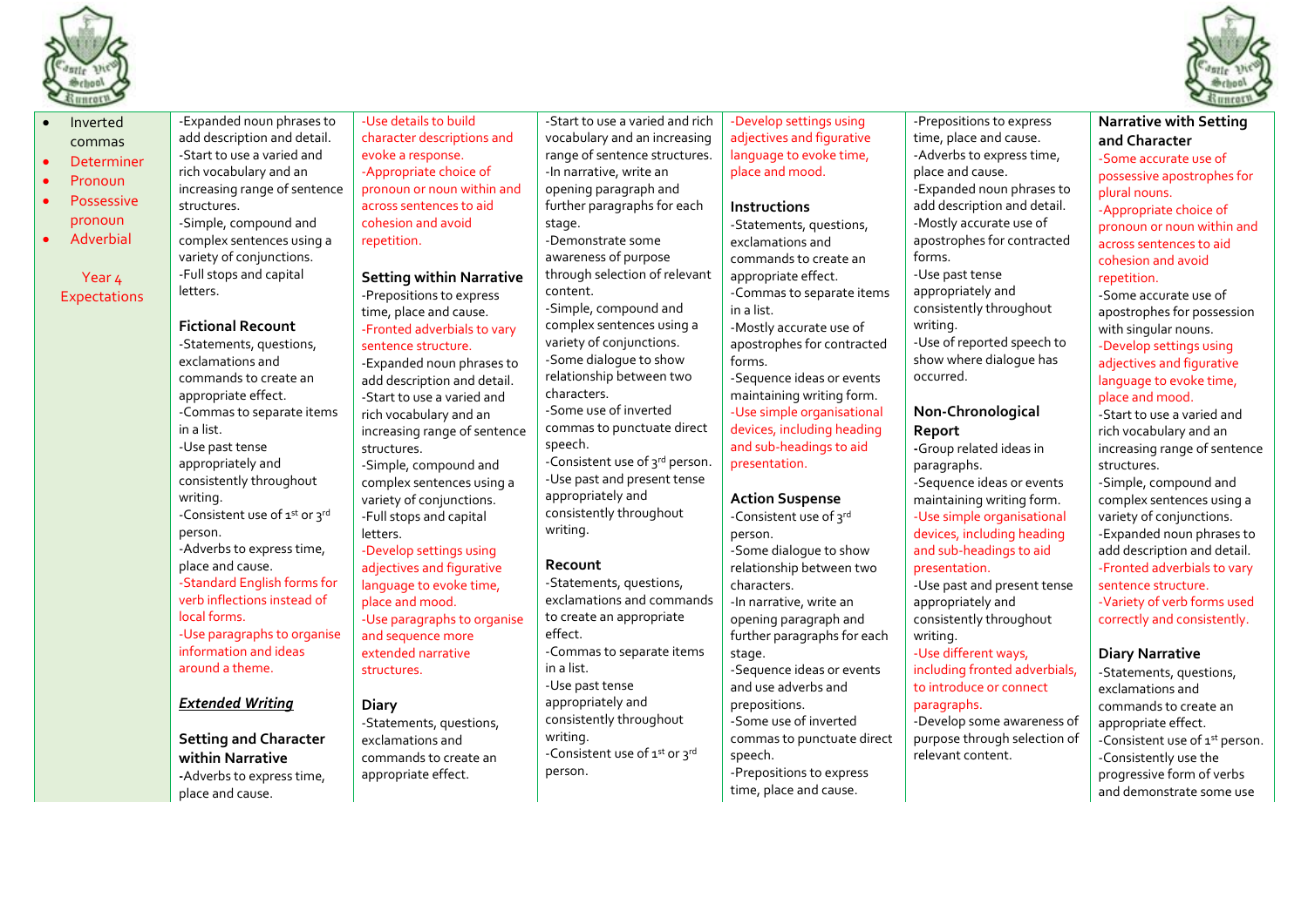| | | | | | | |
|---|---|---|---|---|---|---|
| • Inverted commas<br>• Determiner<br>• Pronoun<br>• Possessive pronoun<br>• Adverbial<br><br>Year 4 Expectations | -Expanded noun phrases to add description and detail.<br>-Start to use a varied and rich vocabulary and an increasing range of sentence structures.<br>-Simple, compound and complex sentences using a variety of conjunctions.<br>-Full stops and capital letters.<br><br>**Fictional Recount**<br>-Statements, questions, exclamations and commands to create an appropriate effect.<br>-Commas to separate items in a list.<br>-Use past tense appropriately and consistently throughout writing.<br>-Consistent use of 1st or 3rd person.<br>-Adverbs to express time, place and cause.<br>-Standard English forms for verb inflections instead of local forms.<br>-Use paragraphs to organise information and ideas around a theme.<br><br>***Extended Writing***<br><br>**Setting and Character within Narrative**<br>-Adverbs to express time, place and cause. | -Use details to build character descriptions and evoke a response.<br>-Appropriate choice of pronoun or noun within and across sentences to aid cohesion and avoid repetition.<br><br>**Setting within Narrative**<br>-Prepositions to express time, place and cause.<br>-Fronted adverbials to vary sentence structure.<br>-Expanded noun phrases to add description and detail.<br>-Start to use a varied and rich vocabulary and an increasing range of sentence structures.<br>-Simple, compound and complex sentences using a variety of conjunctions.<br>-Full stops and capital letters.<br>-Develop settings using adjectives and figurative language to evoke time, place and mood.<br>-Use paragraphs to organise and sequence more extended narrative structures.<br><br>**Diary**<br>-Statements, questions, exclamations and commands to create an appropriate effect. | -Start to use a varied and rich vocabulary and an increasing range of sentence structures.<br>-In narrative, write an opening paragraph and further paragraphs for each stage.<br>-Demonstrate some awareness of purpose through selection of relevant content.<br>-Simple, compound and complex sentences using a variety of conjunctions.<br>-Some dialogue to show relationship between two characters.<br>-Some use of inverted commas to punctuate direct speech.<br>-Consistent use of 3rd person.<br>-Use past and present tense appropriately and consistently throughout writing.<br><br>**Recount**<br>-Statements, questions, exclamations and commands to create an appropriate effect.<br>-Commas to separate items in a list.<br>-Use past tense appropriately and consistently throughout writing.<br>-Consistent use of 1st or 3rd person. | -Develop settings using adjectives and figurative language to evoke time, place and mood.<br><br>**Instructions**<br>-Statements, questions, exclamations and commands to create an appropriate effect.<br>-Commas to separate items in a list.<br>-Mostly accurate use of apostrophes for contracted forms.<br>-Sequence ideas or events maintaining writing form.<br>-Use simple organisational devices, including heading and sub-headings to aid presentation.<br><br>**Action Suspense**<br>-Consistent use of 3rd person.<br>-Some dialogue to show relationship between two characters.<br>-In narrative, write an opening paragraph and further paragraphs for each stage.<br>-Sequence ideas or events and use adverbs and prepositions.<br>-Some use of inverted commas to punctuate direct speech.<br>-Prepositions to express time, place and cause. | -Prepositions to express time, place and cause.<br>-Adverbs to express time, place and cause.<br>-Expanded noun phrases to add description and detail.<br>-Mostly accurate use of apostrophes for contracted forms.<br>-Use past tense appropriately and consistently throughout writing.<br>-Use of reported speech to show where dialogue has occurred.<br><br>**Non-Chronological Report**<br>-Group related ideas in paragraphs.<br>-Sequence ideas or events maintaining writing form.<br>-Use simple organisational devices, including heading and sub-headings to aid presentation.<br>-Use past and present tense appropriately and consistently throughout writing.<br>-Use different ways, including fronted adverbials, to introduce or connect paragraphs.<br>-Develop some awareness of purpose through selection of relevant content. | **Narrative with Setting and Character**<br>-Some accurate use of possessive apostrophes for plural nouns.<br>-Appropriate choice of pronoun or noun within and across sentences to aid cohesion and avoid repetition.<br>-Some accurate use of apostrophes for possession with singular nouns.<br>-Develop settings using adjectives and figurative language to evoke time, place and mood.<br>-Start to use a varied and rich vocabulary and an increasing range of sentence structures.<br>-Simple, compound and complex sentences using a variety of conjunctions.<br>-Expanded noun phrases to add description and detail.<br>-Fronted adverbials to vary sentence structure.<br>-Variety of verb forms used correctly and consistently.<br><br>**Diary Narrative**<br>-Statements, questions, exclamations and commands to create an appropriate effect.<br>-Consistent use of 1st person.<br>-Consistently use the progressive form of verbs and demonstrate some use |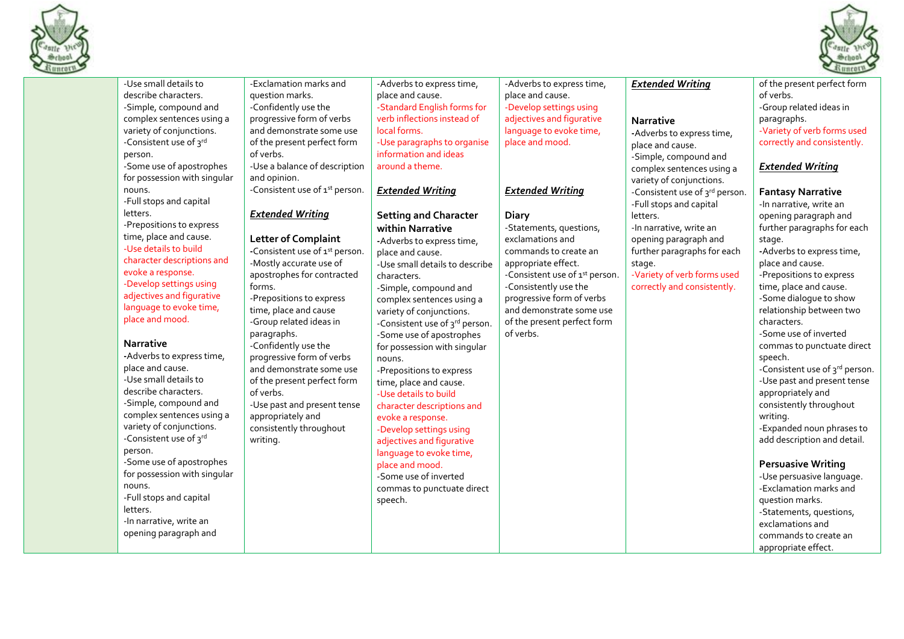| | | | | | | |
|---|---|---|---|---|---|---|
| | -Use small details to describe characters.<br>-Simple, compound and complex sentences using a variety of conjunctions.<br>-Consistent use of 3rd person.<br>-Some use of apostrophes for possession with singular nouns.<br>-Full stops and capital letters.<br>-Prepositions to express time, place and cause.<br>-Use details to build character descriptions and evoke a response.<br>-Develop settings using adjectives and figurative language to evoke time, place and mood.<br><br>**Narrative**<br>-Adverbs to express time, place and cause.<br>-Use small details to describe characters.<br>-Simple, compound and complex sentences using a variety of conjunctions.<br>-Consistent use of 3rd person.<br>-Some use of apostrophes for possession with singular nouns.<br>-Full stops and capital letters.<br>-In narrative, write an opening paragraph and | -Exclamation marks and question marks.<br>-Confidently use the progressive form of verbs and demonstrate some use of the present perfect form of verbs.<br>-Use a balance of description and opinion.<br>-Consistent use of 1st person.<br><br>***Extended Writing***<br><br>**Letter of Complaint**<br>-Consistent use of 1st person.<br>-Mostly accurate use of apostrophes for contracted forms.<br>-Prepositions to express time, place and cause<br>-Group related ideas in paragraphs.<br>-Confidently use the progressive form of verbs and demonstrate some use of the present perfect form of verbs.<br>-Use past and present tense appropriately and consistently throughout writing. | -Adverbs to express time, place and cause.<br>-Standard English forms for verb inflections instead of local forms.<br>-Use paragraphs to organise information and ideas around a theme.<br><br>***Extended Writing***<br><br>**Setting and Character within Narrative**<br>-Adverbs to express time, place and cause.<br>-Use small details to describe characters.<br>-Simple, compound and complex sentences using a variety of conjunctions.<br>-Consistent use of 3rd person.<br>-Some use of apostrophes for possession with singular nouns.<br>-Prepositions to express time, place and cause.<br>-Use details to build character descriptions and evoke a response.<br>-Develop settings using adjectives and figurative language to evoke time, place and mood.<br>-Some use of inverted commas to punctuate direct speech. | -Adverbs to express time, place and cause.<br>-Develop settings using adjectives and figurative language to evoke time, place and mood.<br><br>***Extended Writing***<br><br>**Diary**<br>-Statements, questions, exclamations and commands to create an appropriate effect.<br>-Consistent use of 1st person.<br>-Consistently use the progressive form of verbs and demonstrate some use of the present perfect form of verbs. | ***Extended Writing***<br><br>**Narrative**<br>-Adverbs to express time, place and cause.<br>-Simple, compound and complex sentences using a variety of conjunctions.<br>-Consistent use of 3rd person.<br>-Full stops and capital letters.<br>-In narrative, write an opening paragraph and further paragraphs for each stage.<br>-Variety of verb forms used correctly and consistently. | of the present perfect form of verbs.<br>-Group related ideas in paragraphs.<br>-Variety of verb forms used correctly and consistently.<br><br>***Extended Writing***<br><br>**Fantasy Narrative**<br>-In narrative, write an opening paragraph and further paragraphs for each stage.<br>-Adverbs to express time, place and cause.<br>-Prepositions to express time, place and cause.<br>-Some dialogue to show relationship between two characters.<br>-Some use of inverted commas to punctuate direct speech.<br>-Consistent use of 3rd person.<br>-Use past and present tense appropriately and consistently throughout writing.<br>-Expanded noun phrases to add description and detail.<br><br>**Persuasive Writing**<br>-Use persuasive language.<br>-Exclamation marks and question marks.<br>-Statements, questions, exclamations and commands to create an appropriate effect. |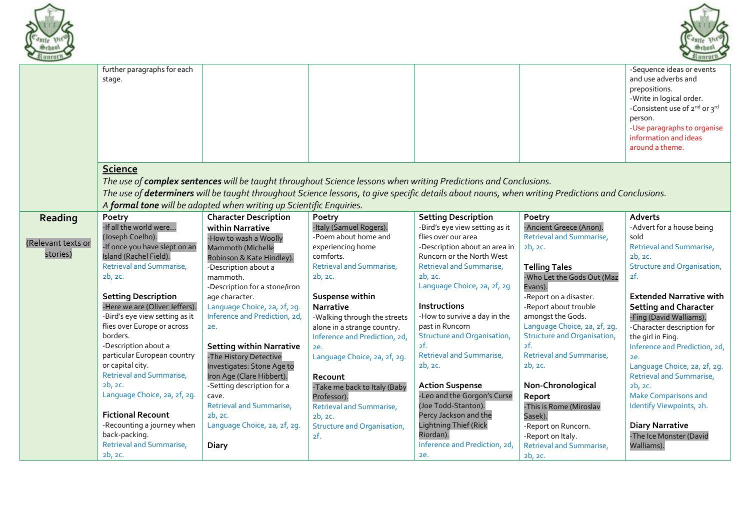| | | | | | | |
|---|---|---|---|---|---|---|
| | further paragraphs for each stage. | | | | | -Sequence ideas or events and use adverbs and prepositions.<br>-Write in logical order.<br>-Consistent use of 2nd or 3rd person.<br>-Use paragraphs to organise information and ideas around a theme. |
| | **Science**<br>*The use of **complex sentences** will be taught throughout Science lessons when writing Predictions and Conclusions.*<br>*The use of **determiners** will be taught throughout Science lessons, to give specific details about nouns, when writing Predictions and Conclusions.*<br>*A **formal tone** will be adopted when writing up Scientific Enquiries.* | | | | | |
| **Reading**<br><br>(Relevant texts or stories) | **Poetry**<br>-If all the world were… (Joseph Coelho).<br>-If once you have slept on an Island (Rachel Field).<br>Retrieval and Summarise, 2b, 2c.<br><br>**Setting Description**<br>-Here we are (Oliver Jeffers).<br>-Bird's eye view setting as it flies over Europe or across borders.<br>-Description about a particular European country or capital city.<br>Retrieval and Summarise, 2b, 2c.<br>Language Choice, 2a, 2f, 2g.<br><br>**Fictional Recount**<br>-Recounting a journey when back-packing.<br>Retrieval and Summarise, 2b, 2c. | **Character Description within Narrative**<br>-How to wash a Woolly Mammoth (Michelle Robinson & Kate Hindley).<br>-Description about a mammoth.<br>-Description for a stone/iron age character.<br>Language Choice, 2a, 2f, 2g.<br>Inference and Prediction, 2d, 2e.<br><br>**Setting within Narrative**<br>-The History Detective Investigates: Stone Age to Iron Age (Clare Hibbert).<br>-Setting description for a cave.<br>Retrieval and Summarise, 2b, 2c.<br>Language Choice, 2a, 2f, 2g.<br><br>**Diary** | **Poetry**<br>-Italy (Samuel Rogers).<br>-Poem about home and experiencing home comforts.<br>Retrieval and Summarise, 2b, 2c.<br><br>**Suspense within Narrative**<br>-Walking through the streets alone in a strange country.<br>Inference and Prediction, 2d, 2e.<br>Language Choice, 2a, 2f, 2g.<br><br>**Recount**<br>-Take me back to Italy (Baby Professor).<br>Retrieval and Summarise, 2b, 2c.<br>Structure and Organisation, 2f. | **Setting Description**<br>-Bird's eye view setting as it flies over our area<br>-Description about an area in Runcorn or the North West<br>Retrieval and Summarise, 2b, 2c.<br>Language Choice, 2a, 2f, 2g<br><br>**Instructions**<br>-How to survive a day in the past in Runcorn<br>Structure and Organisation, 2f.<br>Retrieval and Summarise, 2b, 2c.<br><br>**Action Suspense**<br>-Leo and the Gorgon's Curse (Joe Todd-Stanton).<br>Percy Jackson and the Lightning Thief (Rick Riordan).<br>Inference and Prediction, 2d, 2e. | **Poetry**<br>-Ancient Greece (Anon).<br>Retrieval and Summarise, 2b, 2c.<br><br>**Telling Tales**<br>-Who Let the Gods Out (Maz Evans).<br>-Report on a disaster.<br>-Report about trouble amongst the Gods.<br>Language Choice, 2a, 2f, 2g.<br>Structure and Organisation, 2f.<br>Retrieval and Summarise, 2b, 2c.<br><br>**Non-Chronological Report**<br>-This is Rome (Miroslav Sasek).<br>-Report on Runcorn.<br>-Report on Italy.<br>Retrieval and Summarise, 2b, 2c. | **Adverts**<br>-Advert for a house being sold<br>Retrieval and Summarise, 2b, 2c.<br>Structure and Organisation, 2f.<br><br>**Extended Narrative with Setting and Character**<br>-Fing (David Walliams).<br>-Character description for the girl in Fing.<br>Inference and Prediction, 2d, 2e.<br>Language Choice, 2a, 2f, 2g.<br>Retrieval and Summarise, 2b, 2c.<br>Make Comparisons and Identify Viewpoints, 2h.<br><br>**Diary Narrative**<br>-The Ice Monster (David Walliams). |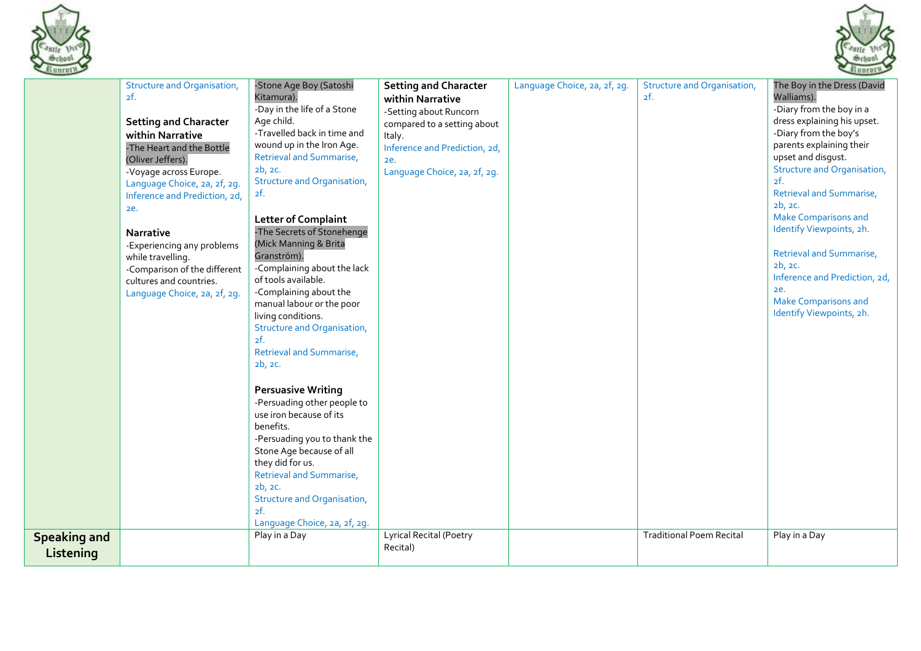| | | | | | | |
|---|---|---|---|---|---|---|
| | Structure and Organisation, 2f.<br><br>**Setting and Character within Narrative**<br>-The Heart and the Bottle (Oliver Jeffers).<br>-Voyage across Europe.<br>Language Choice, 2a, 2f, 2g.<br>Inference and Prediction, 2d, 2e.<br><br>**Narrative**<br>-Experiencing any problems while travelling.<br>-Comparison of the different cultures and countries.<br>Language Choice, 2a, 2f, 2g. | -Stone Age Boy (Satoshi Kitamura).<br>-Day in the life of a Stone Age child.<br>-Travelled back in time and wound up in the Iron Age.<br>Retrieval and Summarise, 2b, 2c.<br>Structure and Organisation, 2f.<br><br>**Letter of Complaint**<br>-The Secrets of Stonehenge (Mick Manning & Brita Granström).<br>-Complaining about the lack of tools available.<br>-Complaining about the manual labour or the poor living conditions.<br>Structure and Organisation, 2f.<br>Retrieval and Summarise, 2b, 2c.<br><br>**Persuasive Writing**<br>-Persuading other people to use iron because of its benefits.<br>-Persuading you to thank the Stone Age because of all they did for us.<br>Retrieval and Summarise, 2b, 2c.<br>Structure and Organisation, 2f.<br>Language Choice, 2a, 2f, 2g. | **Setting and Character within Narrative**<br>-Setting about Runcorn compared to a setting about Italy.<br>Inference and Prediction, 2d, 2e.<br>Language Choice, 2a, 2f, 2g. | Language Choice, 2a, 2f, 2g. | Structure and Organisation, 2f. | The Boy in the Dress (David Walliams).<br>-Diary from the boy in a dress explaining his upset.<br>-Diary from the boy's parents explaining their upset and disgust.<br>Structure and Organisation, 2f.<br>Retrieval and Summarise, 2b, 2c.<br>Make Comparisons and Identify Viewpoints, 2h.<br><br>Retrieval and Summarise, 2b, 2c.<br>Inference and Prediction, 2d, 2e.<br>Make Comparisons and Identify Viewpoints, 2h. |
| **Speaking and Listening** | | Play in a Day | Lyrical Recital (Poetry Recital) | | Traditional Poem Recital | Play in a Day |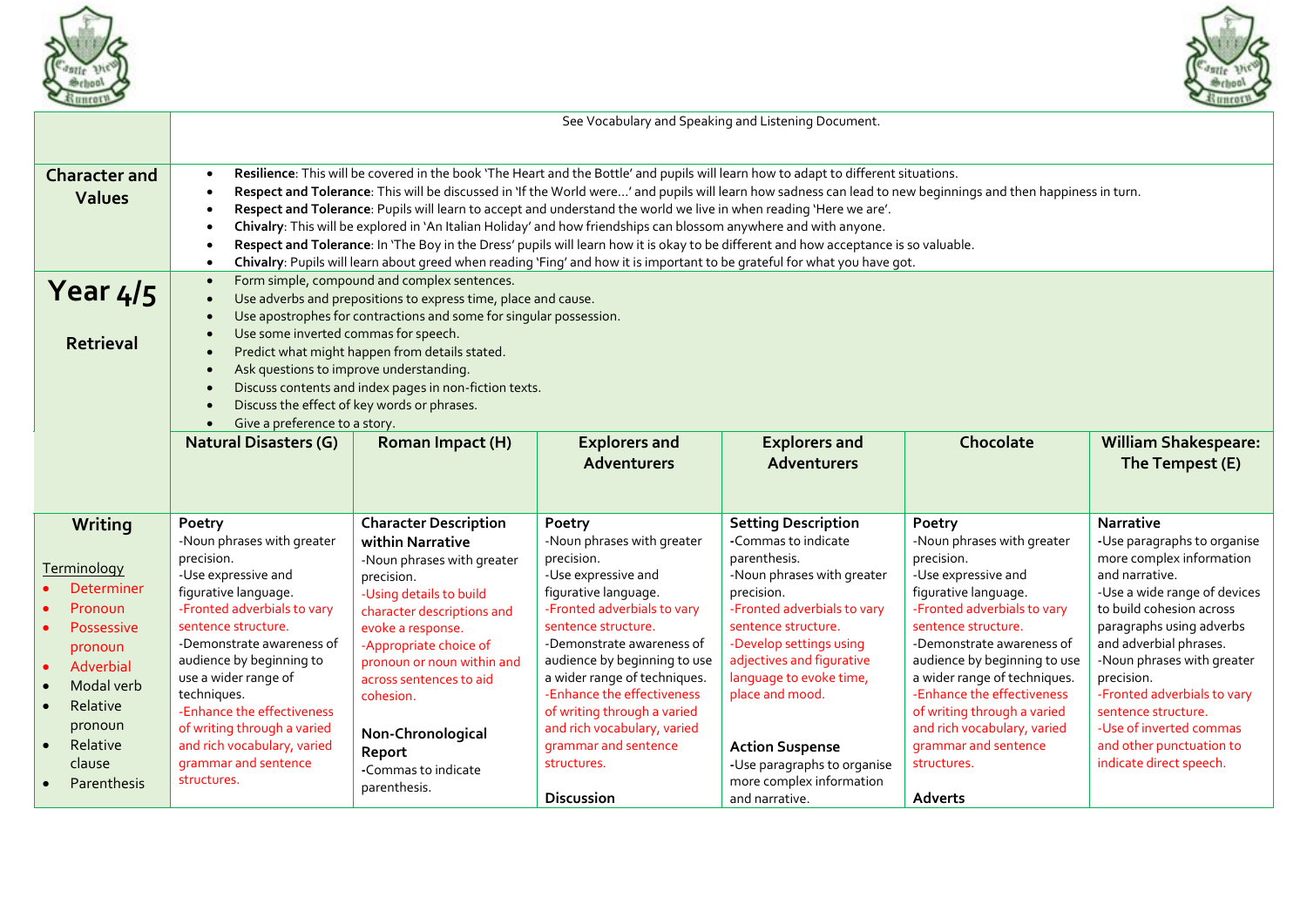| | See Vocabulary and Speaking and Listening Document. | | | | | |
|---|---|---|---|---|---|---|
| **Character and Values** | • **Resilience**: This will be covered in the book 'The Heart and the Bottle' and pupils will learn how to adapt to different situations.<br>• **Respect and Tolerance**: This will be discussed in 'If the World were…' and pupils will learn how sadness can lead to new beginnings and then happiness in turn.<br>• **Respect and Tolerance**: Pupils will learn to accept and understand the world we live in when reading 'Here we are'.<br>• **Chivalry**: This will be explored in 'An Italian Holiday' and how friendships can blossom anywhere and with anyone.<br>• **Respect and Tolerance**: In 'The Boy in the Dress' pupils will learn how it is okay to be different and how acceptance is so valuable.<br>• **Chivalry**: Pupils will learn about greed when reading 'Fing' and how it is important to be grateful for what you have got. | | | | | |
| **Year 4/5**<br><br>**Retrieval** | • Form simple, compound and complex sentences.<br>• Use adverbs and prepositions to express time, place and cause.<br>• Use apostrophes for contractions and some for singular possession.<br>• Use some inverted commas for speech.<br>• Predict what might happen from details stated.<br>• Ask questions to improve understanding.<br>• Discuss contents and index pages in non-fiction texts.<br>• Discuss the effect of key words or phrases.<br>• Give a preference to a story. | | | | | |
| | **Natural Disasters (G)** | **Roman Impact (H)** | **Explorers and Adventurers** | **Explorers and Adventurers** | **Chocolate** | **William Shakespeare: The Tempest (E)** |
| **Writing**<br><br>Terminology<br>• Determiner<br>• Pronoun<br>• Possessive pronoun<br>• Adverbial<br>• Modal verb<br>• Relative pronoun<br>• Relative clause<br>• Parenthesis | **Poetry**<br>-Noun phrases with greater precision.<br>-Use expressive and figurative language.<br>-Fronted adverbials to vary sentence structure.<br>-Demonstrate awareness of audience by beginning to use a wider range of techniques.<br>-Enhance the effectiveness of writing through a varied and rich vocabulary, varied grammar and sentence structures. | **Character Description within Narrative**<br>-Noun phrases with greater precision.<br>-Using details to build character descriptions and evoke a response.<br>-Appropriate choice of pronoun or noun within and across sentences to aid cohesion.<br><br>**Non-Chronological Report**<br>-Commas to indicate parenthesis. | **Poetry**<br>-Noun phrases with greater precision.<br>-Use expressive and figurative language.<br>-Fronted adverbials to vary sentence structure.<br>-Demonstrate awareness of audience by beginning to use a wider range of techniques.<br>-Enhance the effectiveness of writing through a varied and rich vocabulary, varied grammar and sentence structures.<br><br>**Discussion** | **Setting Description**<br>-Commas to indicate parenthesis.<br>-Noun phrases with greater precision.<br>-Fronted adverbials to vary sentence structure.<br>-Develop settings using adjectives and figurative language to evoke time, place and mood.<br><br>**Action Suspense**<br>-Use paragraphs to organise more complex information and narrative. | **Poetry**<br>-Noun phrases with greater precision.<br>-Use expressive and figurative language.<br>-Fronted adverbials to vary sentence structure.<br>-Demonstrate awareness of audience by beginning to use a wider range of techniques.<br>-Enhance the effectiveness of writing through a varied and rich vocabulary, varied grammar and sentence structures.<br><br>**Adverts** | **Narrative**<br>-Use paragraphs to organise more complex information and narrative.<br>-Use a wide range of devices to build cohesion across paragraphs using adverbs and adverbial phrases.<br>-Noun phrases with greater precision.<br>-Fronted adverbials to vary sentence structure.<br>-Use of inverted commas and other punctuation to indicate direct speech. |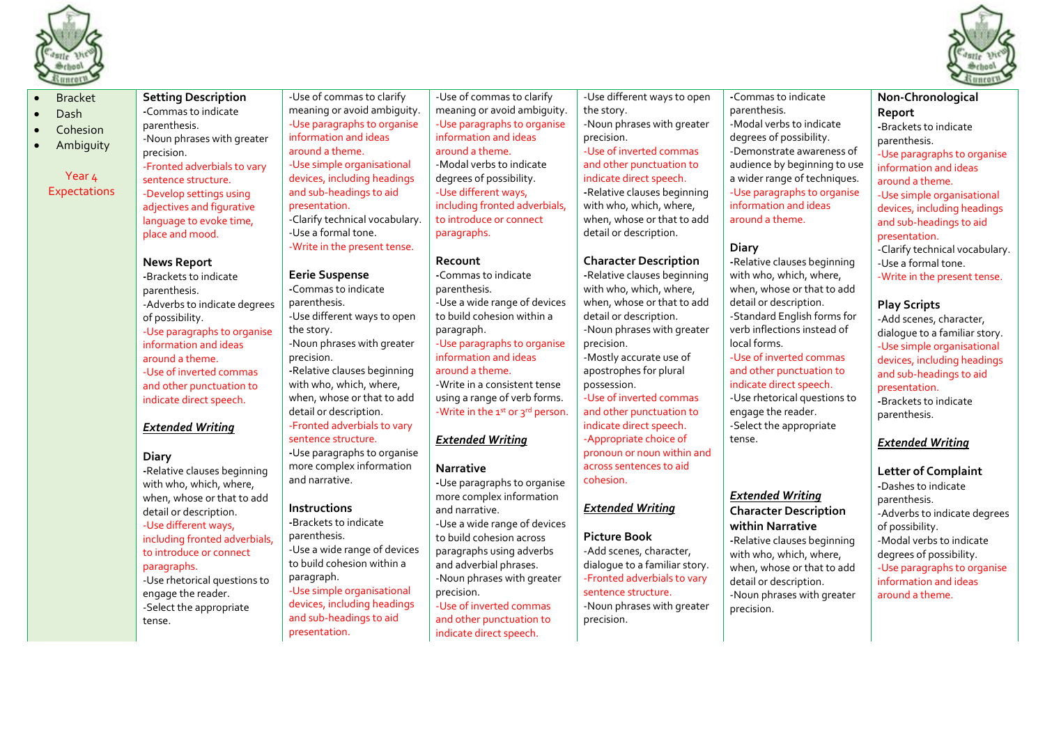- Bracket
- Dash
- Cohesion
- Ambiguity

Year 4 Expectations

**Setting Description**
-Commas to indicate parenthesis.
-Noun phrases with greater precision.
-Fronted adverbials to vary sentence structure.
-Develop settings using adjectives and figurative language to evoke time, place and mood.

**News Report**
-Brackets to indicate parenthesis.
-Adverbs to indicate degrees of possibility.
-Use paragraphs to organise information and ideas around a theme.
-Use of inverted commas and other punctuation to indicate direct speech.

***Extended Writing***

**Diary**
-Relative clauses beginning with who, which, where, when, whose or that to add detail or description.
-Use different ways, including fronted adverbials, to introduce or connect paragraphs.
-Use rhetorical questions to engage the reader.
-Select the appropriate tense.

-Use of commas to clarify meaning or avoid ambiguity.
-Use paragraphs to organise information and ideas around a theme.
-Use simple organisational devices, including headings and sub-headings to aid presentation.
-Clarify technical vocabulary.
-Use a formal tone.
-Write in the present tense.

**Eerie Suspense**
-Commas to indicate parenthesis.
-Use different ways to open the story.
-Noun phrases with greater precision.
-Relative clauses beginning with who, which, where, when, whose or that to add detail or description.
-Fronted adverbials to vary sentence structure.
-Use paragraphs to organise more complex information and narrative.

**Instructions**
-Brackets to indicate parenthesis.
-Use a wide range of devices to build cohesion within a paragraph.
-Use simple organisational devices, including headings and sub-headings to aid presentation.

-Use of commas to clarify meaning or avoid ambiguity.
-Use paragraphs to organise information and ideas around a theme.
-Modal verbs to indicate degrees of possibility.
-Use different ways, including fronted adverbials, to introduce or connect paragraphs.

**Recount**
-Commas to indicate parenthesis.
-Use a wide range of devices to build cohesion within a paragraph.
-Use paragraphs to organise information and ideas around a theme.
-Write in a consistent tense using a range of verb forms.
-Write in the 1st or 3rd person.

***Extended Writing***

**Narrative**
-Use paragraphs to organise more complex information and narrative.
-Use a wide range of devices to build cohesion across paragraphs using adverbs and adverbial phrases.
-Noun phrases with greater precision.
-Use of inverted commas and other punctuation to indicate direct speech.

-Use different ways to open the story.
-Noun phrases with greater precision.
-Use of inverted commas and other punctuation to indicate direct speech.
-Relative clauses beginning with who, which, where, when, whose or that to add detail or description.

**Character Description**
-Relative clauses beginning with who, which, where, when, whose or that to add detail or description.
-Noun phrases with greater precision.
-Mostly accurate use of apostrophes for plural possession.
-Use of inverted commas and other punctuation to indicate direct speech.
-Appropriate choice of pronoun or noun within and across sentences to aid cohesion.

***Extended Writing***

**Picture Book**
-Add scenes, character, dialogue to a familiar story.
-Fronted adverbials to vary sentence structure.
-Noun phrases with greater precision.

-Commas to indicate parenthesis.
-Modal verbs to indicate degrees of possibility.
-Demonstrate awareness of audience by beginning to use a wider range of techniques.
-Use paragraphs to organise information and ideas around a theme.

**Diary**
-Relative clauses beginning with who, which, where, when, whose or that to add detail or description.
-Standard English forms for verb inflections instead of local forms.
-Use of inverted commas and other punctuation to indicate direct speech.
-Use rhetorical questions to engage the reader.
-Select the appropriate tense.

***Extended Writing***

**Character Description within Narrative**
-Relative clauses beginning with who, which, where, when, whose or that to add detail or description.
-Noun phrases with greater precision.

**Non-Chronological Report**
-Brackets to indicate parenthesis.
-Use paragraphs to organise information and ideas around a theme.
-Use simple organisational devices, including headings and sub-headings to aid presentation.
-Clarify technical vocabulary.
-Use a formal tone.
-Write in the present tense.

**Play Scripts**
-Add scenes, character, dialogue to a familiar story.
-Use simple organisational devices, including headings and sub-headings to aid presentation.
-Brackets to indicate parenthesis.

***Extended Writing***

**Letter of Complaint**
-Dashes to indicate parenthesis.
-Adverbs to indicate degrees of possibility.
-Modal verbs to indicate degrees of possibility.
-Use paragraphs to organise information and ideas around a theme.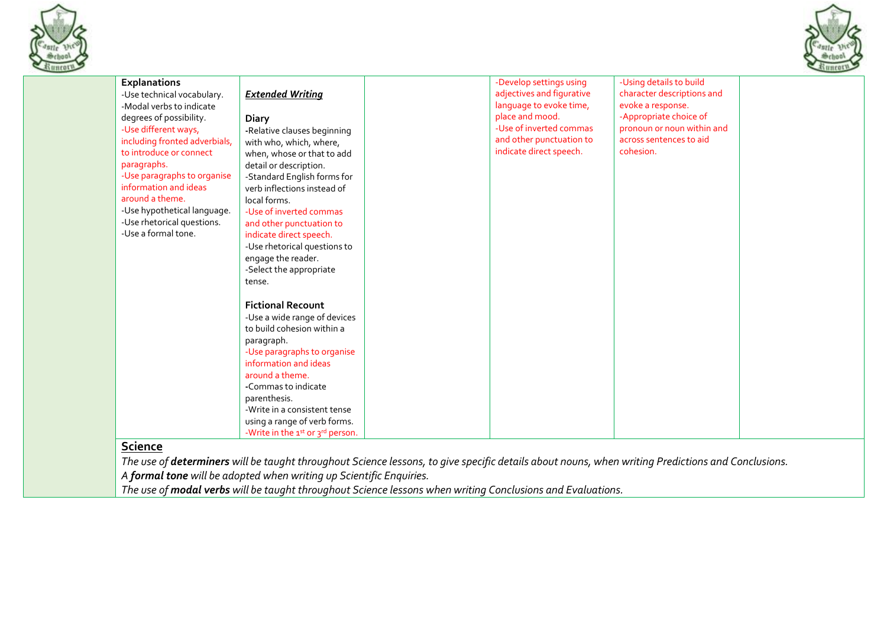| | | | | | | |
|---|---|---|---|---|---|---|
| | **Explanations**<br>-Use technical vocabulary.<br>-Modal verbs to indicate degrees of possibility.<br>-Use different ways, including fronted adverbials, to introduce or connect paragraphs.<br>-Use paragraphs to organise information and ideas around a theme.<br>-Use hypothetical language.<br>-Use rhetorical questions.<br>-Use a formal tone. | ***Extended Writing***<br><br>**Diary**<br>-Relative clauses beginning with who, which, where, when, whose or that to add detail or description.<br>-Standard English forms for verb inflections instead of local forms.<br>-Use of inverted commas and other punctuation to indicate direct speech.<br>-Use rhetorical questions to engage the reader.<br>-Select the appropriate tense.<br><br>**Fictional Recount**<br>-Use a wide range of devices to build cohesion within a paragraph.<br>-Use paragraphs to organise information and ideas around a theme.<br>-Commas to indicate parenthesis.<br>-Write in a consistent tense using a range of verb forms.<br>-Write in the 1st or 3rd person. | | -Develop settings using adjectives and figurative language to evoke time, place and mood.<br>-Use of inverted commas and other punctuation to indicate direct speech. | -Using details to build character descriptions and evoke a response.<br>-Appropriate choice of pronoun or noun within and across sentences to aid cohesion. | |

**Science**

*The use of **determiners** will be taught throughout Science lessons, to give specific details about nouns, when writing Predictions and Conclusions.*
*A **formal tone** will be adopted when writing up Scientific Enquiries.*
*The use of **modal verbs** will be taught throughout Science lessons when writing Conclusions and Evaluations.*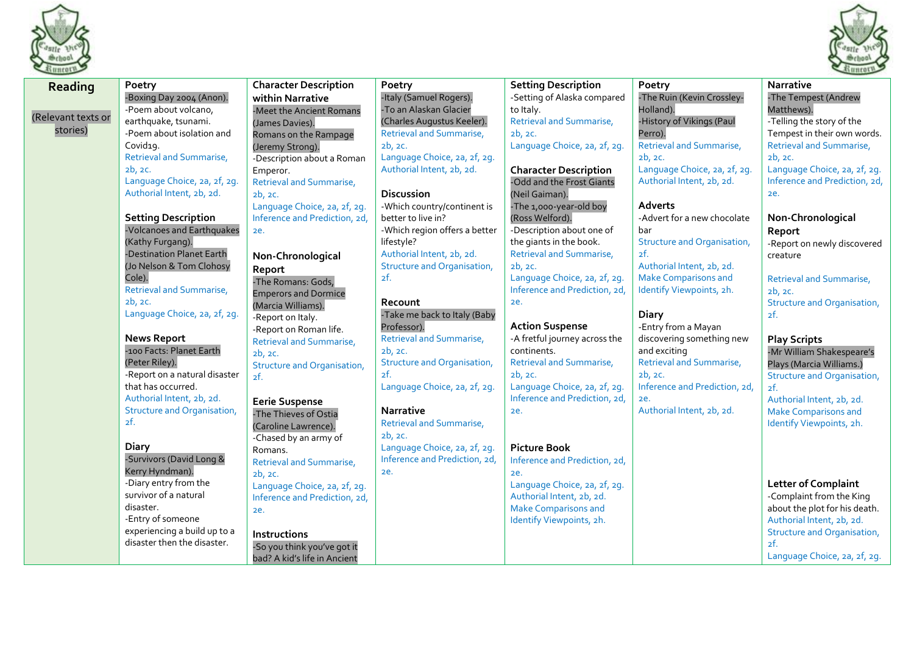| **Reading**<br><br>(Relevant texts or stories) | | | | | |
|---|---|---|---|---|---|
| **Poetry**<br>-Boxing Day 2004 (Anon).<br>-Poem about volcano, earthquake, tsunami.<br>-Poem about isolation and Covid19.<br>Retrieval and Summarise, 2b, 2c.<br>Language Choice, 2a, 2f, 2g.<br>Authorial Intent, 2b, 2d.<br><br>**Setting Description**<br>-Volcanoes and Earthquakes (Kathy Furgang).<br>-Destination Planet Earth (Jo Nelson & Tom Clohosy Cole).<br>Retrieval and Summarise, 2b, 2c.<br>Language Choice, 2a, 2f, 2g.<br><br>**News Report**<br>-100 Facts: Planet Earth (Peter Riley).<br>-Report on a natural disaster that has occurred.<br>Authorial Intent, 2b, 2d.<br>Structure and Organisation, 2f.<br><br>**Diary**<br>-Survivors (David Long & Kerry Hyndman).<br>-Diary entry from the survivor of a natural disaster.<br>-Entry of someone experiencing a build up to a disaster then the disaster. | **Character Description within Narrative**<br>-Meet the Ancient Romans (James Davies).<br>Romans on the Rampage (Jeremy Strong).<br>-Description about a Roman Emperor.<br>Retrieval and Summarise, 2b, 2c.<br>Language Choice, 2a, 2f, 2g.<br>Inference and Prediction, 2d, 2e.<br><br>**Non-Chronological Report**<br>-The Romans: Gods, Emperors and Dormice (Marcia Williams).<br>-Report on Italy.<br>-Report on Roman life.<br>Retrieval and Summarise, 2b, 2c.<br>Structure and Organisation, 2f.<br><br>**Eerie Suspense**<br>-The Thieves of Ostia (Caroline Lawrence).<br>-Chased by an army of Romans.<br>Retrieval and Summarise, 2b, 2c.<br>Language Choice, 2a, 2f, 2g.<br>Inference and Prediction, 2d, 2e.<br><br>**Instructions**<br>-So you think you've got it bad? A kid's life in Ancient | **Poetry**<br>-Italy (Samuel Rogers).<br>-To an Alaskan Glacier (Charles Augustus Keeler).<br>Retrieval and Summarise, 2b, 2c.<br>Language Choice, 2a, 2f, 2g.<br>Authorial Intent, 2b, 2d.<br><br>**Discussion**<br>-Which country/continent is better to live in?<br>-Which region offers a better lifestyle?<br>Authorial Intent, 2b, 2d.<br>Structure and Organisation, 2f.<br><br>**Recount**<br>-Take me back to Italy (Baby Professor).<br>Retrieval and Summarise, 2b, 2c.<br>Structure and Organisation, 2f.<br>Language Choice, 2a, 2f, 2g.<br><br>**Narrative**<br>Retrieval and Summarise, 2b, 2c.<br>Language Choice, 2a, 2f, 2g.<br>Inference and Prediction, 2d, 2e. | **Setting Description**<br>-Setting of Alaska compared to Italy.<br>Retrieval and Summarise, 2b, 2c.<br>Language Choice, 2a, 2f, 2g.<br><br>**Character Description**<br>-Odd and the Frost Giants (Neil Gaiman).<br>-The 1,000-year-old boy (Ross Welford).<br>-Description about one of the giants in the book.<br>Retrieval and Summarise, 2b, 2c.<br>Language Choice, 2a, 2f, 2g.<br>Inference and Prediction, 2d, 2e.<br><br>**Action Suspense**<br>-A fretful journey across the continents.<br>Retrieval and Summarise, 2b, 2c.<br>Language Choice, 2a, 2f, 2g.<br>Inference and Prediction, 2d, 2e.<br><br>**Picture Book**<br>Inference and Prediction, 2d, 2e.<br>Language Choice, 2a, 2f, 2g.<br>Authorial Intent, 2b, 2d.<br>Make Comparisons and Identify Viewpoints, 2h. | **Poetry**<br>-The Ruin (Kevin Crossley-Holland).<br>-History of Vikings (Paul Perro).<br>Retrieval and Summarise, 2b, 2c.<br>Language Choice, 2a, 2f, 2g.<br>Authorial Intent, 2b, 2d.<br><br>**Adverts**<br>-Advert for a new chocolate bar<br>Structure and Organisation, 2f.<br>Authorial Intent, 2b, 2d.<br>Make Comparisons and Identify Viewpoints, 2h.<br><br>**Diary**<br>-Entry from a Mayan discovering something new and exciting<br>Retrieval and Summarise, 2b, 2c.<br>Inference and Prediction, 2d, 2e.<br>Authorial Intent, 2b, 2d. | **Narrative**<br>-The Tempest (Andrew Matthews).<br>-Telling the story of the Tempest in their own words.<br>Retrieval and Summarise, 2b, 2c.<br>Language Choice, 2a, 2f, 2g.<br>Inference and Prediction, 2d, 2e.<br><br>**Non-Chronological Report**<br>-Report on newly discovered creature<br>Retrieval and Summarise, 2b, 2c.<br>Structure and Organisation, 2f.<br><br>**Play Scripts**<br>-Mr William Shakespeare's Plays (Marcia Williams.)<br>Structure and Organisation, 2f.<br>Authorial Intent, 2b, 2d.<br>Make Comparisons and Identify Viewpoints, 2h.<br><br>**Letter of Complaint**<br>-Complaint from the King about the plot for his death.<br>Authorial Intent, 2b, 2d.<br>Structure and Organisation, 2f.<br>Language Choice, 2a, 2f, 2g. |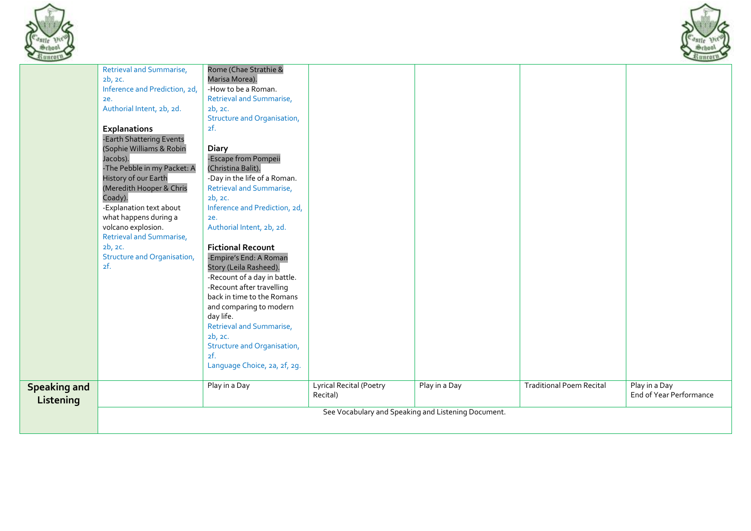| | | | | | | |
|---|---|---|---|---|---|---|
| | Retrieval and Summarise, 2b, 2c.<br>Inference and Prediction, 2d, 2e.<br>Authorial Intent, 2b, 2d.<br><br>**Explanations**<br>-Earth Shattering Events (Sophie Williams & Robin Jacobs).<br>-The Pebble in my Packet: A History of our Earth (Meredith Hooper & Chris Coady).<br>-Explanation text about what happens during a volcano explosion.<br>Retrieval and Summarise, 2b, 2c.<br>Structure and Organisation, 2f. | Rome (Chae Strathie & Marisa Morea).<br>-How to be a Roman.<br>Retrieval and Summarise, 2b, 2c.<br>Structure and Organisation, 2f.<br><br>**Diary**<br>-Escape from Pompeii (Christina Balit).<br>-Day in the life of a Roman.<br>Retrieval and Summarise, 2b, 2c.<br>Inference and Prediction, 2d, 2e.<br>Authorial Intent, 2b, 2d.<br><br>**Fictional Recount**<br>-Empire's End: A Roman Story (Leila Rasheed).<br>-Recount of a day in battle.<br>-Recount after travelling back in time to the Romans and comparing to modern day life.<br>Retrieval and Summarise, 2b, 2c.<br>Structure and Organisation, 2f.<br>Language Choice, 2a, 2f, 2g. | | | | |
| **Speaking and Listening** | | Play in a Day | Lyrical Recital (Poetry Recital) | Play in a Day | Traditional Poem Recital | Play in a Day<br>End of Year Performance |
| | See Vocabulary and Speaking and Listening Document. | | | | | |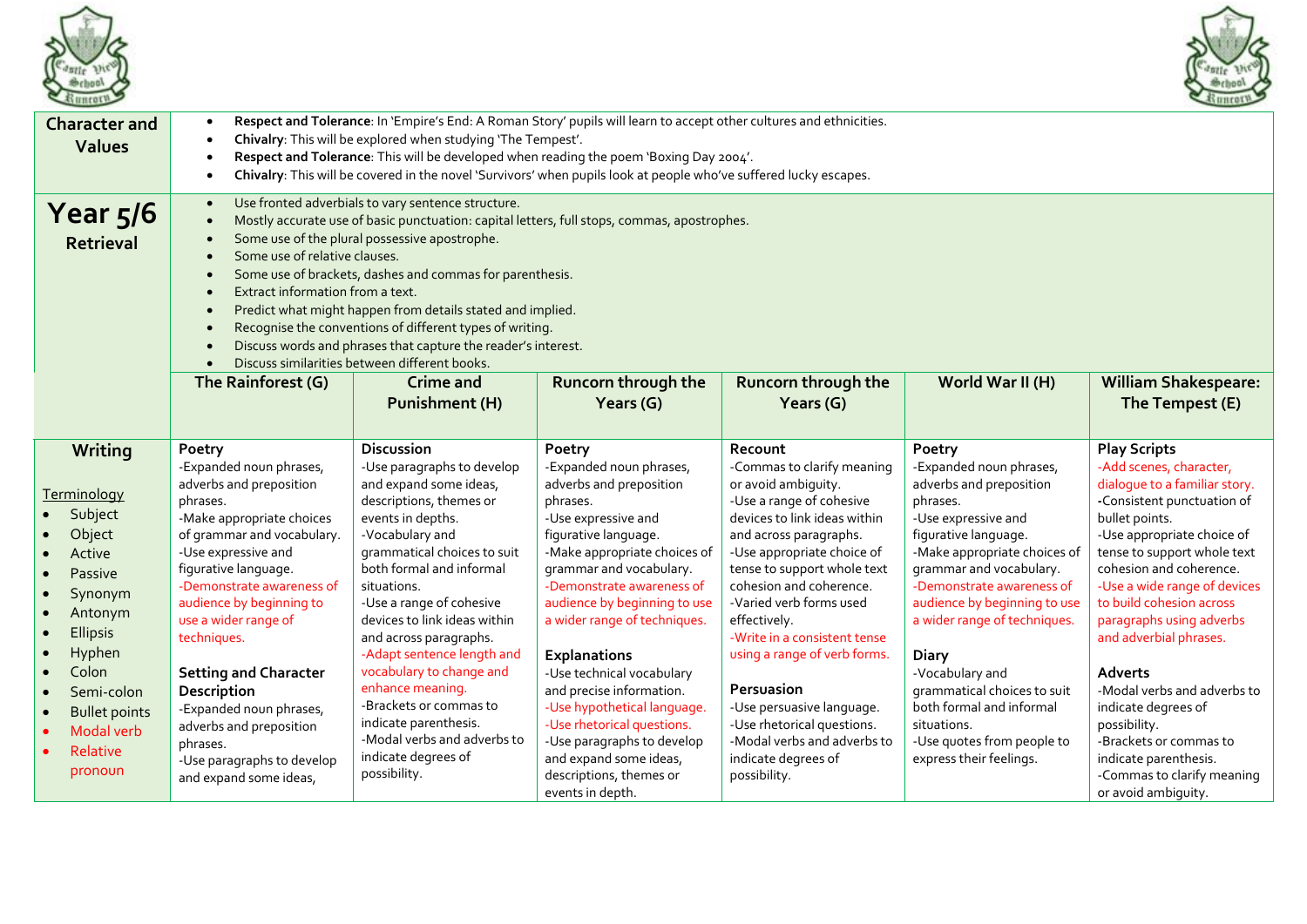| **Character and Values** | <ul><li>**Respect and Tolerance**: In 'Empire's End: A Roman Story' pupils will learn to accept other cultures and ethnicities.</li><li>**Chivalry**: This will be explored when studying 'The Tempest'.</li><li>**Respect and Tolerance**: This will be developed when reading the poem 'Boxing Day 2004'.</li><li>**Chivalry**: This will be covered in the novel 'Survivors' when pupils look at people who've suffered lucky escapes.</li></ul> | | | | | |
|---|---|---|---|---|---|---|
| **Year 5/6** **Retrieval** | <ul><li>Use fronted adverbials to vary sentence structure.</li><li>Mostly accurate use of basic punctuation: capital letters, full stops, commas, apostrophes.</li><li>Some use of the plural possessive apostrophe.</li><li>Some use of relative clauses.</li><li>Some use of brackets, dashes and commas for parenthesis.</li><li>Extract information from a text.</li><li>Predict what might happen from details stated and implied.</li><li>Recognise the conventions of different types of writing.</li><li>Discuss words and phrases that capture the reader's interest.</li><li>Discuss similarities between different books.</li></ul> | | | | | |
| | **The Rainforest (G)** | **Crime and Punishment (H)** | **Runcorn through the Years (G)** | **Runcorn through the Years (G)** | **World War II (H)** | **William Shakespeare: The Tempest (E)** |
| **Writing**<br><br>Terminology<br><ul><li>Subject</li><li>Object</li><li>Active</li><li>Passive</li><li>Synonym</li><li>Antonym</li><li>Ellipsis</li><li>Hyphen</li><li>Colon</li><li>Semi-colon</li><li>Bullet points</li><li>Modal verb</li><li>Relative pronoun</li></ul> | **Poetry**<br>-Expanded noun phrases, adverbs and preposition phrases.<br>-Make appropriate choices of grammar and vocabulary.<br>-Use expressive and figurative language.<br>-Demonstrate awareness of audience by beginning to use a wider range of techniques.<br><br>**Setting and Character Description**<br>-Expanded noun phrases, adverbs and preposition phrases.<br>-Use paragraphs to develop and expand some ideas, | **Discussion**<br>-Use paragraphs to develop and expand some ideas, descriptions, themes or events in depths.<br>-Vocabulary and grammatical choices to suit both formal and informal situations.<br>-Use a range of cohesive devices to link ideas within and across paragraphs.<br>-Adapt sentence length and vocabulary to change and enhance meaning.<br>-Brackets or commas to indicate parenthesis.<br>-Modal verbs and adverbs to indicate degrees of possibility. | **Poetry**<br>-Expanded noun phrases, adverbs and preposition phrases.<br>-Use expressive and figurative language.<br>-Make appropriate choices of grammar and vocabulary.<br>-Demonstrate awareness of audience by beginning to use a wider range of techniques.<br><br>**Explanations**<br>-Use technical vocabulary and precise information.<br>-Use hypothetical language.<br>-Use rhetorical questions.<br>-Use paragraphs to develop and expand some ideas, descriptions, themes or events in depth. | **Recount**<br>-Commas to clarify meaning or avoid ambiguity.<br>-Use a range of cohesive devices to link ideas within and across paragraphs.<br>-Use appropriate choice of tense to support whole text cohesion and coherence.<br>-Varied verb forms used effectively.<br>-Write in a consistent tense using a range of verb forms.<br><br>**Persuasion**<br>-Use persuasive language.<br>-Use rhetorical questions.<br>-Modal verbs and adverbs to indicate degrees of possibility. | **Poetry**<br>-Expanded noun phrases, adverbs and preposition phrases.<br>-Use expressive and figurative language.<br>-Make appropriate choices of grammar and vocabulary.<br>-Demonstrate awareness of audience by beginning to use a wider range of techniques.<br><br>**Diary**<br>-Vocabulary and grammatical choices to suit both formal and informal situations.<br>-Use quotes from people to express their feelings. | **Play Scripts**<br>-Add scenes, character, dialogue to a familiar story.<br>-Consistent punctuation of bullet points.<br>-Use appropriate choice of tense to support whole text cohesion and coherence.<br>-Use a wide range of devices to build cohesion across paragraphs using adverbs and adverbial phrases.<br><br>**Adverts**<br>-Modal verbs and adverbs to indicate degrees of possibility.<br>-Brackets or commas to indicate parenthesis.<br>-Commas to clarify meaning or avoid ambiguity. |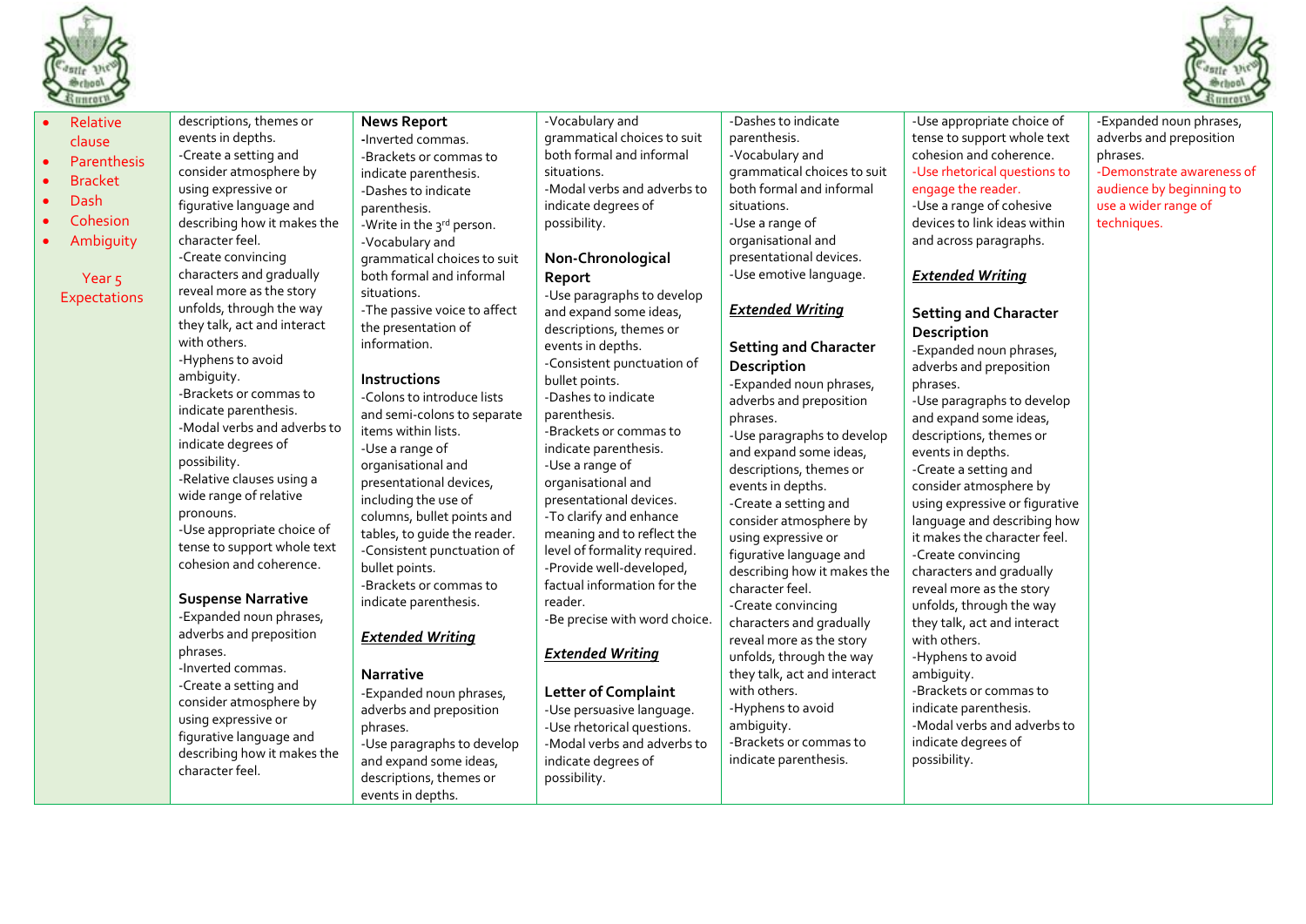| | | | | | | |
|---|---|---|---|---|---|---|
| • Relative clause<br>• Parenthesis<br>• Bracket<br>• Dash<br>• Cohesion<br>• Ambiguity<br><br>Year 5 Expectations | descriptions, themes or events in depths.<br>-Create a setting and consider atmosphere by using expressive or figurative language and describing how it makes the character feel.<br>-Create convincing characters and gradually reveal more as the story unfolds, through the way they talk, act and interact with others.<br>-Hyphens to avoid ambiguity.<br>-Brackets or commas to indicate parenthesis.<br>-Modal verbs and adverbs to indicate degrees of possibility.<br>-Relative clauses using a wide range of relative pronouns.<br>-Use appropriate choice of tense to support whole text cohesion and coherence.<br><br>**Suspense Narrative**<br>-Expanded noun phrases, adverbs and preposition phrases.<br>-Inverted commas.<br>-Create a setting and consider atmosphere by using expressive or figurative language and describing how it makes the character feel. | **News Report**<br>-Inverted commas.<br>-Brackets or commas to indicate parenthesis.<br>-Dashes to indicate parenthesis.<br>-Write in the 3rd person.<br>-Vocabulary and grammatical choices to suit both formal and informal situations.<br>-The passive voice to affect the presentation of information.<br><br>**Instructions**<br>-Colons to introduce lists and semi-colons to separate items within lists.<br>-Use a range of organisational and presentational devices, including the use of columns, bullet points and tables, to guide the reader.<br>-Consistent punctuation of bullet points.<br>-Brackets or commas to indicate parenthesis.<br><br>***Extended Writing***<br><br>**Narrative**<br>-Expanded noun phrases, adverbs and preposition phrases.<br>-Use paragraphs to develop and expand some ideas, descriptions, themes or events in depths. | -Vocabulary and grammatical choices to suit both formal and informal situations.<br>-Modal verbs and adverbs to indicate degrees of possibility.<br><br>**Non-Chronological Report**<br>-Use paragraphs to develop and expand some ideas, descriptions, themes or events in depths.<br>-Consistent punctuation of bullet points.<br>-Dashes to indicate parenthesis.<br>-Brackets or commas to indicate parenthesis.<br>-Use a range of organisational and presentational devices.<br>-To clarify and enhance meaning and to reflect the level of formality required.<br>-Provide well-developed, factual information for the reader.<br>-Be precise with word choice.<br><br>***Extended Writing***<br><br>**Letter of Complaint**<br>-Use persuasive language.<br>-Use rhetorical questions.<br>-Modal verbs and adverbs to indicate degrees of possibility. | -Dashes to indicate parenthesis.<br>-Vocabulary and grammatical choices to suit both formal and informal situations.<br>-Use a range of organisational and presentational devices.<br>-Use emotive language.<br><br>***Extended Writing***<br><br>**Setting and Character Description**<br>-Expanded noun phrases, adverbs and preposition phrases.<br>-Use paragraphs to develop and expand some ideas, descriptions, themes or events in depths.<br>-Create a setting and consider atmosphere by using expressive or figurative language and describing how it makes the character feel.<br>-Create convincing characters and gradually reveal more as the story unfolds, through the way they talk, act and interact with others.<br>-Hyphens to avoid ambiguity.<br>-Brackets or commas to indicate parenthesis. | -Use appropriate choice of tense to support whole text cohesion and coherence.<br>-Use rhetorical questions to engage the reader.<br>-Use a range of cohesive devices to link ideas within and across paragraphs.<br><br>***Extended Writing***<br><br>**Setting and Character Description**<br>-Expanded noun phrases, adverbs and preposition phrases.<br>-Use paragraphs to develop and expand some ideas, descriptions, themes or events in depths.<br>-Create a setting and consider atmosphere by using expressive or figurative language and describing how it makes the character feel.<br>-Create convincing characters and gradually reveal more as the story unfolds, through the way they talk, act and interact with others.<br>-Hyphens to avoid ambiguity.<br>-Brackets or commas to indicate parenthesis.<br>-Modal verbs and adverbs to indicate degrees of possibility. | -Expanded noun phrases, adverbs and preposition phrases.<br>-Demonstrate awareness of audience by beginning to use a wider range of techniques. |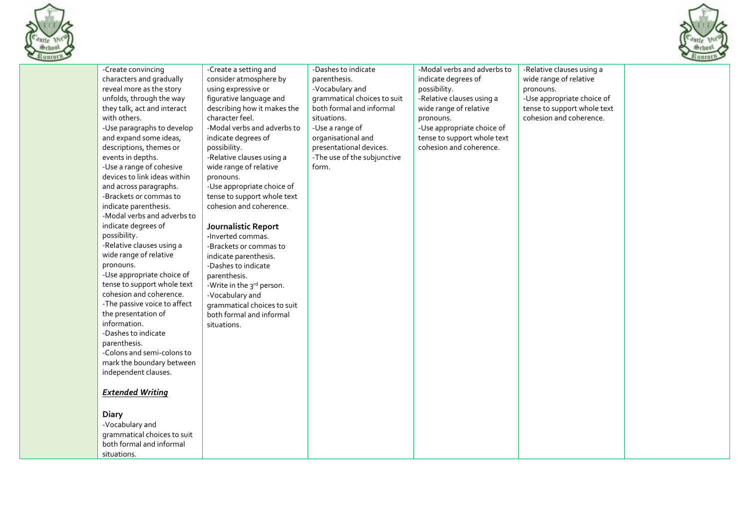| | | | | | | |
|---|---|---|---|---|---|---|
| | -Create convincing characters and gradually reveal more as the story unfolds, through the way they talk, act and interact with others.<br>-Use paragraphs to develop and expand some ideas, descriptions, themes or events in depths.<br>-Use a range of cohesive devices to link ideas within and across paragraphs.<br>-Brackets or commas to indicate parenthesis.<br>-Modal verbs and adverbs to indicate degrees of possibility.<br>-Relative clauses using a wide range of relative pronouns.<br>-Use appropriate choice of tense to support whole text cohesion and coherence.<br>-The passive voice to affect the presentation of information.<br>-Dashes to indicate parenthesis.<br>-Colons and semi-colons to mark the boundary between independent clauses.<br><br>***Extended Writing***<br><br>**Diary**<br>-Vocabulary and grammatical choices to suit both formal and informal situations. | -Create a setting and consider atmosphere by using expressive or figurative language and describing how it makes the character feel.<br>-Modal verbs and adverbs to indicate degrees of possibility.<br>-Relative clauses using a wide range of relative pronouns.<br>-Use appropriate choice of tense to support whole text cohesion and coherence.<br><br>**Journalistic Report**<br>-Inverted commas.<br>-Brackets or commas to indicate parenthesis.<br>-Dashes to indicate parenthesis.<br>-Write in the 3rd person.<br>-Vocabulary and grammatical choices to suit both formal and informal situations. | -Dashes to indicate parenthesis.<br>-Vocabulary and grammatical choices to suit both formal and informal situations.<br>-Use a range of organisational and presentational devices.<br>-The use of the subjunctive form. | -Modal verbs and adverbs to indicate degrees of possibility.<br>-Relative clauses using a wide range of relative pronouns.<br>-Use appropriate choice of tense to support whole text cohesion and coherence. | -Relative clauses using a wide range of relative pronouns.<br>-Use appropriate choice of tense to support whole text cohesion and coherence. | |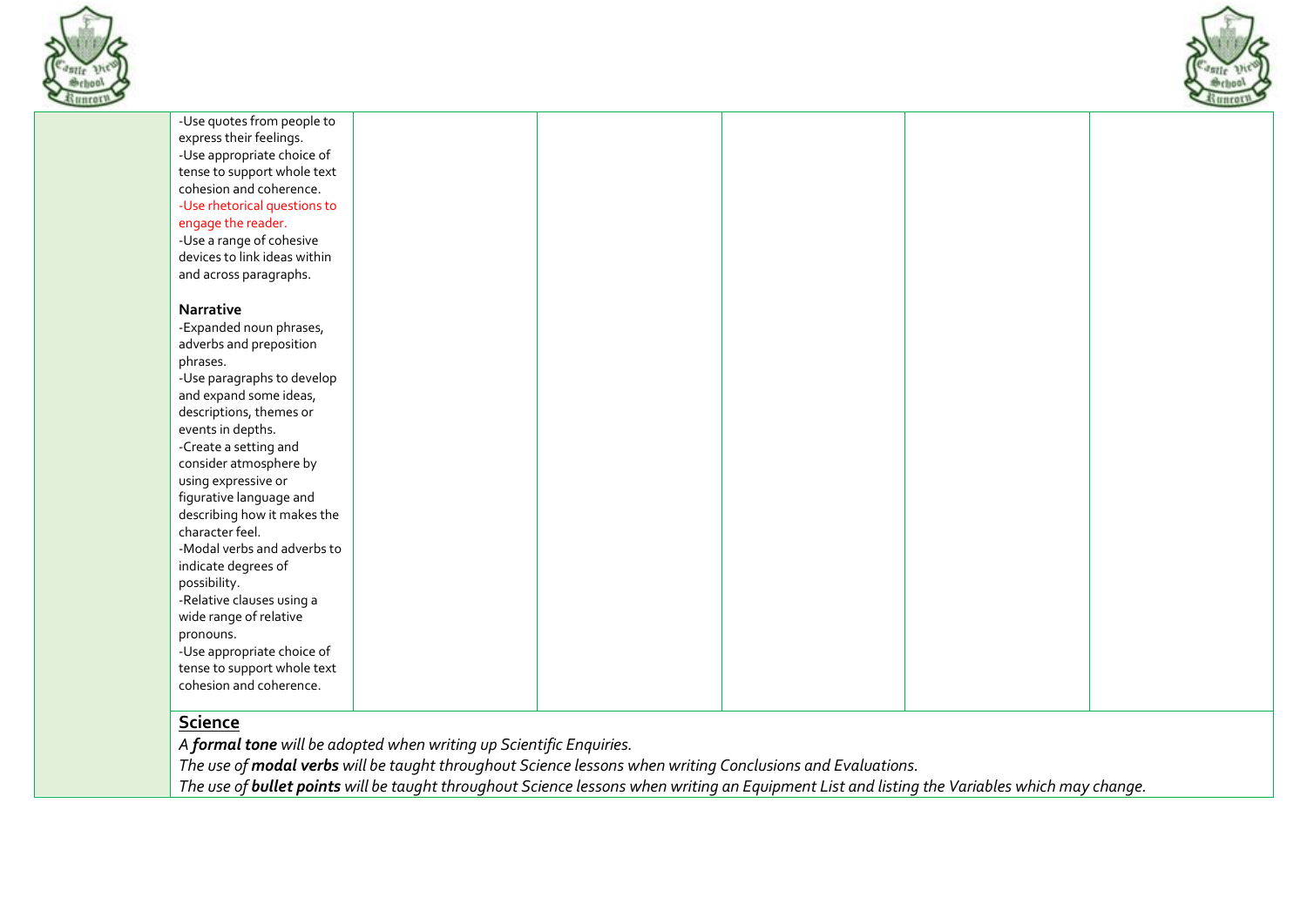| | | | | | | |
|---|---|---|---|---|---|---|
| | -Use quotes from people to express their feelings.<br>-Use appropriate choice of tense to support whole text cohesion and coherence.<br>-Use rhetorical questions to engage the reader.<br>-Use a range of cohesive devices to link ideas within and across paragraphs.<br><br>**Narrative**<br>-Expanded noun phrases, adverbs and preposition phrases.<br>-Use paragraphs to develop and expand some ideas, descriptions, themes or events in depths.<br>-Create a setting and consider atmosphere by using expressive or figurative language and describing how it makes the character feel.<br>-Modal verbs and adverbs to indicate degrees of possibility.<br>-Relative clauses using a wide range of relative pronouns.<br>-Use appropriate choice of tense to support whole text cohesion and coherence. | | | | | |
| | **Science**<br>*A **formal tone** will be adopted when writing up Scientific Enquiries.*<br>*The use of **modal verbs** will be taught throughout Science lessons when writing Conclusions and Evaluations.*<br>*The use of **bullet points** will be taught throughout Science lessons when writing an Equipment List and listing the Variables which may change.* | | | | | |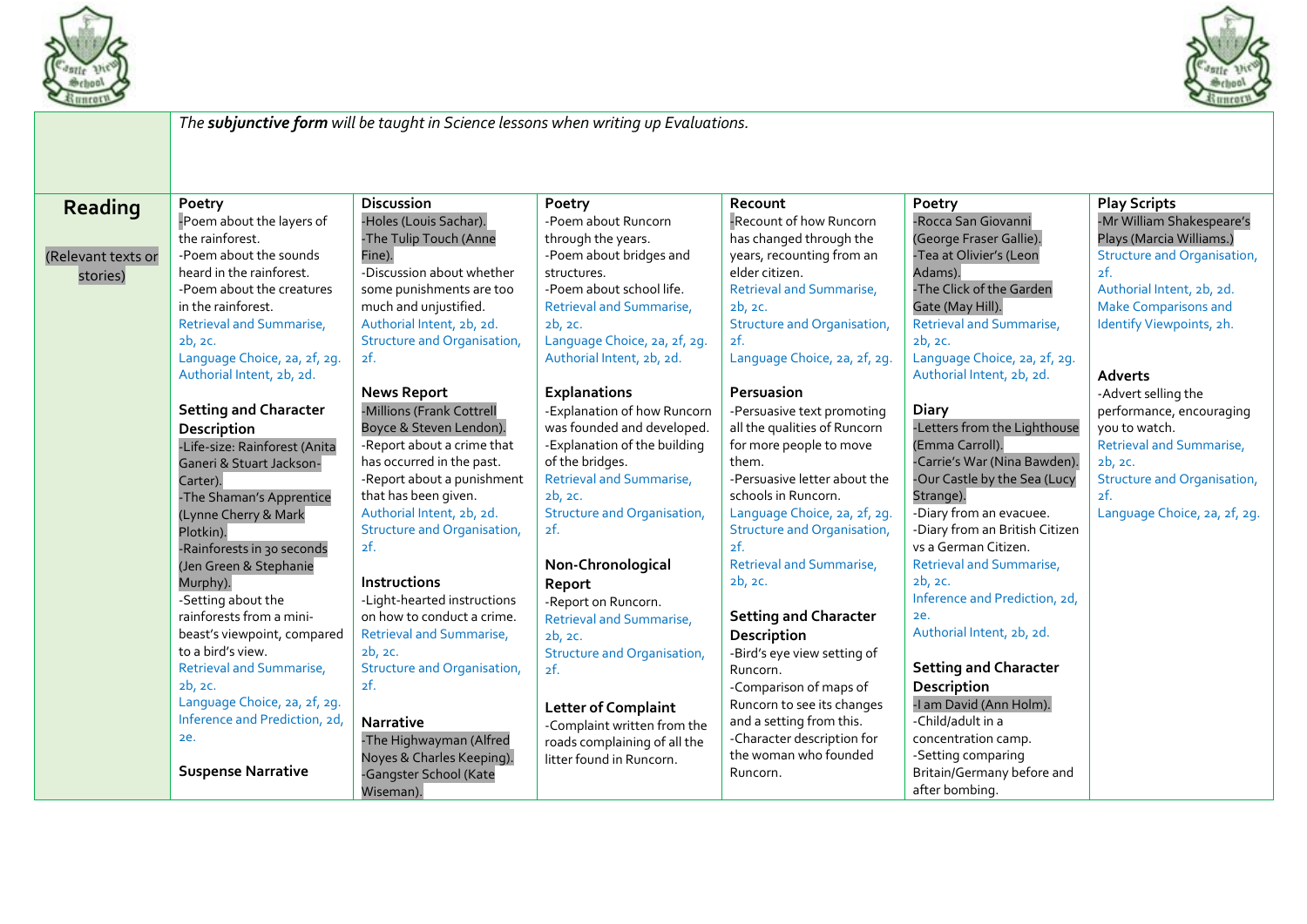| | | | | | | |
|---|---|---|---|---|---|---|
| | *The **subjunctive form** will be taught in Science lessons when writing up Evaluations.* | | | | | |
| **Reading**<br><br>(Relevant texts or stories) | **Poetry**<br>-Poem about the layers of the rainforest.<br>-Poem about the sounds heard in the rainforest.<br>-Poem about the creatures in the rainforest.<br>Retrieval and Summarise, 2b, 2c.<br>Language Choice, 2a, 2f, 2g.<br>Authorial Intent, 2b, 2d.<br><br>**Setting and Character Description**<br>-Life-size: Rainforest (Anita Ganeri & Stuart Jackson-Carter).<br>-The Shaman's Apprentice (Lynne Cherry & Mark Plotkin).<br>-Rainforests in 30 seconds (Jen Green & Stephanie Murphy).<br>-Setting about the rainforests from a mini-beast's viewpoint, compared to a bird's view.<br>Retrieval and Summarise, 2b, 2c.<br>Language Choice, 2a, 2f, 2g.<br>Inference and Prediction, 2d, 2e.<br><br>**Suspense Narrative** | **Discussion**<br>-Holes (Louis Sachar).<br>-The Tulip Touch (Anne Fine).<br>-Discussion about whether some punishments are too much and unjustified.<br>Authorial Intent, 2b, 2d.<br>Structure and Organisation, 2f.<br><br>**News Report**<br>-Millions (Frank Cottrell Boyce & Steven Lendon).<br>-Report about a crime that has occurred in the past.<br>-Report about a punishment that has been given.<br>Authorial Intent, 2b, 2d.<br>Structure and Organisation, 2f.<br><br>**Instructions**<br>-Light-hearted instructions on how to conduct a crime.<br>Retrieval and Summarise, 2b, 2c.<br>Structure and Organisation, 2f.<br><br>**Narrative**<br>-The Highwayman (Alfred Noyes & Charles Keeping).<br>-Gangster School (Kate Wiseman). | **Poetry**<br>-Poem about Runcorn through the years.<br>-Poem about bridges and structures.<br>-Poem about school life.<br>Retrieval and Summarise, 2b, 2c.<br>Language Choice, 2a, 2f, 2g.<br>Authorial Intent, 2b, 2d.<br><br>**Explanations**<br>-Explanation of how Runcorn was founded and developed.<br>-Explanation of the building of the bridges.<br>Retrieval and Summarise, 2b, 2c.<br>Structure and Organisation, 2f.<br><br>**Non-Chronological Report**<br>-Report on Runcorn.<br>Retrieval and Summarise, 2b, 2c.<br>Structure and Organisation, 2f.<br><br>**Letter of Complaint**<br>-Complaint written from the roads complaining of all the litter found in Runcorn. | **Recount**<br>-Recount of how Runcorn has changed through the years, recounting from an elder citizen.<br>Retrieval and Summarise, 2b, 2c.<br>Structure and Organisation, 2f.<br>Language Choice, 2a, 2f, 2g.<br><br>**Persuasion**<br>-Persuasive text promoting all the qualities of Runcorn for more people to move them.<br>-Persuasive letter about the schools in Runcorn.<br>Language Choice, 2a, 2f, 2g.<br>Structure and Organisation, 2f.<br>Retrieval and Summarise, 2b, 2c.<br><br>**Setting and Character Description**<br>-Bird's eye view setting of Runcorn.<br>-Comparison of maps of Runcorn to see its changes and a setting from this.<br>-Character description for the woman who founded Runcorn. | **Poetry**<br>-Rocca San Giovanni (George Fraser Gallie).<br>-Tea at Olivier's (Leon Adams).<br>-The Click of the Garden Gate (May Hill).<br>Retrieval and Summarise, 2b, 2c.<br>Language Choice, 2a, 2f, 2g.<br>Authorial Intent, 2b, 2d.<br><br>**Diary**<br>-Letters from the Lighthouse (Emma Carroll).<br>-Carrie's War (Nina Bawden).<br>-Our Castle by the Sea (Lucy Strange).<br>-Diary from an evacuee.<br>-Diary from an British Citizen vs a German Citizen.<br>Retrieval and Summarise, 2b, 2c.<br>Inference and Prediction, 2d, 2e.<br>Authorial Intent, 2b, 2d.<br><br>**Setting and Character Description**<br>-I am David (Ann Holm).<br>-Child/adult in a concentration camp.<br>-Setting comparing Britain/Germany before and after bombing. | **Play Scripts**<br>-Mr William Shakespeare's Plays (Marcia Williams.)<br>Structure and Organisation, 2f.<br>Authorial Intent, 2b, 2d.<br>Make Comparisons and Identify Viewpoints, 2h.<br><br>**Adverts**<br>-Advert selling the performance, encouraging you to watch.<br>Retrieval and Summarise, 2b, 2c.<br>Structure and Organisation, 2f.<br>Language Choice, 2a, 2f, 2g. |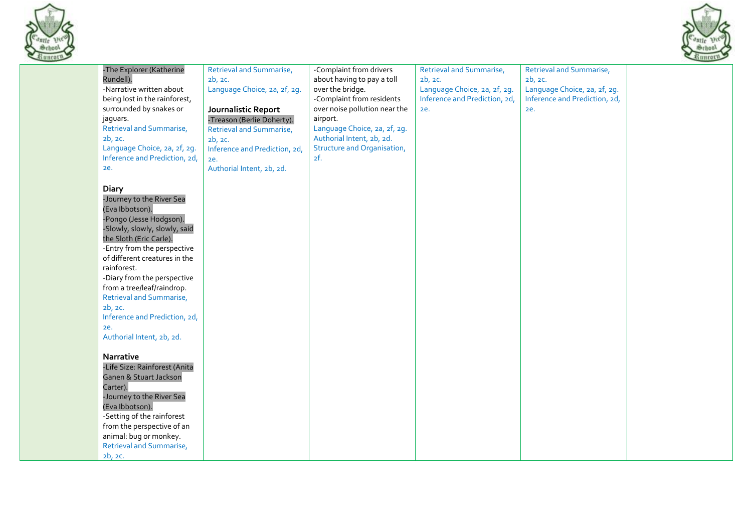| | | | | | | |
|---|---|---|---|---|---|---|
| | -The Explorer (Katherine Rundell).<br>-Narrative written about being lost in the rainforest, surrounded by snakes or jaguars.<br>Retrieval and Summarise, 2b, 2c.<br>Language Choice, 2a, 2f, 2g.<br>Inference and Prediction, 2d, 2e.<br><br>**Diary**<br>-Journey to the River Sea (Eva Ibbotson).<br>-Pongo (Jesse Hodgson).<br>-Slowly, slowly, slowly, said the Sloth (Eric Carle).<br>-Entry from the perspective of different creatures in the rainforest.<br>-Diary from the perspective from a tree/leaf/raindrop.<br>Retrieval and Summarise, 2b, 2c.<br>Inference and Prediction, 2d, 2e.<br>Authorial Intent, 2b, 2d.<br><br>**Narrative**<br>-Life Size: Rainforest (Anita Ganen & Stuart Jackson Carter).<br>-Journey to the River Sea (Eva Ibbotson).<br>-Setting of the rainforest from the perspective of an animal: bug or monkey.<br>Retrieval and Summarise, 2b, 2c. | Retrieval and Summarise, 2b, 2c.<br>Language Choice, 2a, 2f, 2g.<br><br>**Journalistic Report**<br>-Treason (Berlie Doherty).<br>Retrieval and Summarise, 2b, 2c.<br>Inference and Prediction, 2d, 2e.<br>Authorial Intent, 2b, 2d. | -Complaint from drivers about having to pay a toll over the bridge.<br>-Complaint from residents over noise pollution near the airport.<br>Language Choice, 2a, 2f, 2g.<br>Authorial Intent, 2b, 2d.<br>Structure and Organisation, 2f. | Retrieval and Summarise, 2b, 2c.<br>Language Choice, 2a, 2f, 2g.<br>Inference and Prediction, 2d, 2e. | Retrieval and Summarise, 2b, 2c.<br>Language Choice, 2a, 2f, 2g.<br>Inference and Prediction, 2d, 2e. | |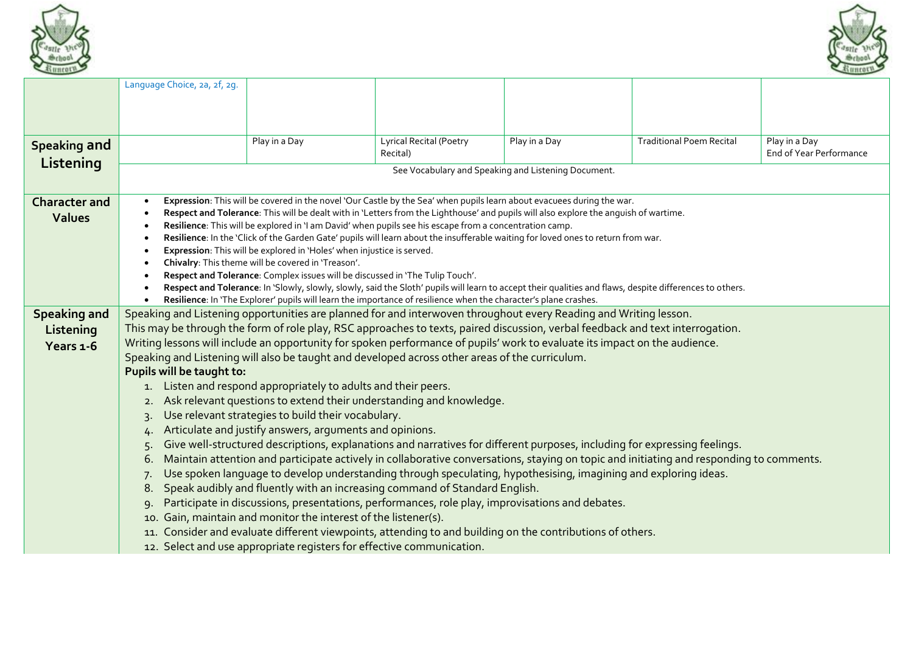| | | | | | | |
|---|---|---|---|---|---|---|
| | Language Choice, 2a, 2f, 2g. | | | | | |
| **Speaking and Listening** | | Play in a Day | Lyrical Recital (Poetry Recital) | Play in a Day | Traditional Poem Recital | Play in a Day<br>End of Year Performance |
| | See Vocabulary and Speaking and Listening Document. | | | | | |
| **Character and Values** | • **Expression**: This will be covered in the novel 'Our Castle by the Sea' when pupils learn about evacuees during the war.<br>• **Respect and Tolerance**: This will be dealt with in 'Letters from the Lighthouse' and pupils will also explore the anguish of wartime.<br>• **Resilience**: This will be explored in 'I am David' when pupils see his escape from a concentration camp.<br>• **Resilience**: In the 'Click of the Garden Gate' pupils will learn about the insufferable waiting for loved ones to return from war.<br>• **Expression**: This will be explored in 'Holes' when injustice is served.<br>• **Chivalry**: This theme will be covered in 'Treason'.<br>• **Respect and Tolerance**: Complex issues will be discussed in 'The Tulip Touch'.<br>• **Respect and Tolerance**: In 'Slowly, slowly, slowly, said the Sloth' pupils will learn to accept their qualities and flaws, despite differences to others.<br>• **Resilience**: In 'The Explorer' pupils will learn the importance of resilience when the character's plane crashes. | | | | | |
| **Speaking and Listening Years 1-6** | Speaking and Listening opportunities are planned for and interwoven throughout every Reading and Writing lesson.<br>This may be through the form of role play, RSC approaches to texts, paired discussion, verbal feedback and text interrogation.<br>Writing lessons will include an opportunity for spoken performance of pupils' work to evaluate its impact on the audience.<br>Speaking and Listening will also be taught and developed across other areas of the curriculum.<br>**Pupils will be taught to:**<br>1. Listen and respond appropriately to adults and their peers.<br>2. Ask relevant questions to extend their understanding and knowledge.<br>3. Use relevant strategies to build their vocabulary.<br>4. Articulate and justify answers, arguments and opinions.<br>5. Give well-structured descriptions, explanations and narratives for different purposes, including for expressing feelings.<br>6. Maintain attention and participate actively in collaborative conversations, staying on topic and initiating and responding to comments.<br>7. Use spoken language to develop understanding through speculating, hypothesising, imagining and exploring ideas.<br>8. Speak audibly and fluently with an increasing command of Standard English.<br>9. Participate in discussions, presentations, performances, role play, improvisations and debates.<br>10. Gain, maintain and monitor the interest of the listener(s).<br>11. Consider and evaluate different viewpoints, attending to and building on the contributions of others.<br>12. Select and use appropriate registers for effective communication. | | | | | |